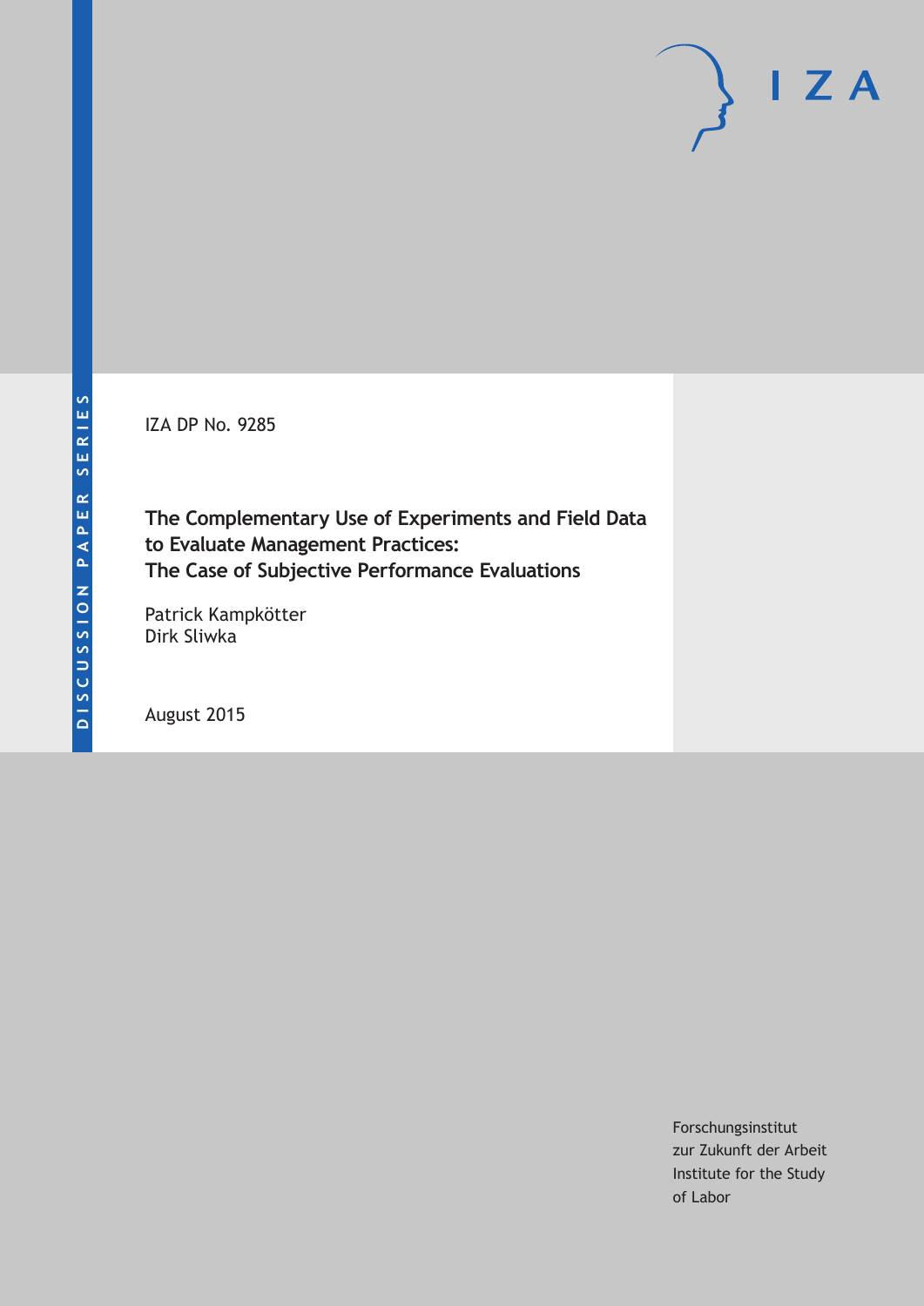IZA DP No. 9285

# The Complementary Use of Experiments and Field Data to Evaluate Management Practices: The Case of Subjective Performance Evaluations

Patrick Kampkötter
Dirk Sliwka

August 2015

Forschungsinstitut
zur Zukunft der Arbeit
Institute for the Study
of Labor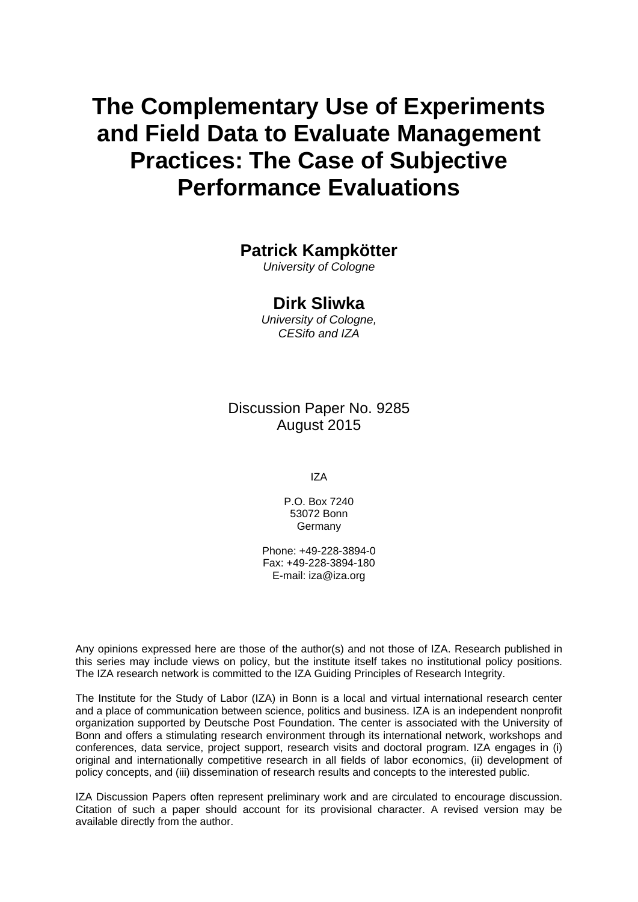# The Complementary Use of Experiments and Field Data to Evaluate Management Practices: The Case of Subjective Performance Evaluations

**Patrick Kampkötter**
*University of Cologne*

**Dirk Sliwka**
*University of Cologne, CESifo and IZA*

Discussion Paper No. 9285
August 2015

IZA

P.O. Box 7240
53072 Bonn
Germany

Phone: +49-228-3894-0
Fax: +49-228-3894-180
E-mail: iza@iza.org

Any opinions expressed here are those of the author(s) and not those of IZA. Research published in this series may include views on policy, but the institute itself takes no institutional policy positions. The IZA research network is committed to the IZA Guiding Principles of Research Integrity.

The Institute for the Study of Labor (IZA) in Bonn is a local and virtual international research center and a place of communication between science, politics and business. IZA is an independent nonprofit organization supported by Deutsche Post Foundation. The center is associated with the University of Bonn and offers a stimulating research environment through its international network, workshops and conferences, data service, project support, research visits and doctoral program. IZA engages in (i) original and internationally competitive research in all fields of labor economics, (ii) development of policy concepts, and (iii) dissemination of research results and concepts to the interested public.

IZA Discussion Papers often represent preliminary work and are circulated to encourage discussion. Citation of such a paper should account for its provisional character. A revised version may be available directly from the author.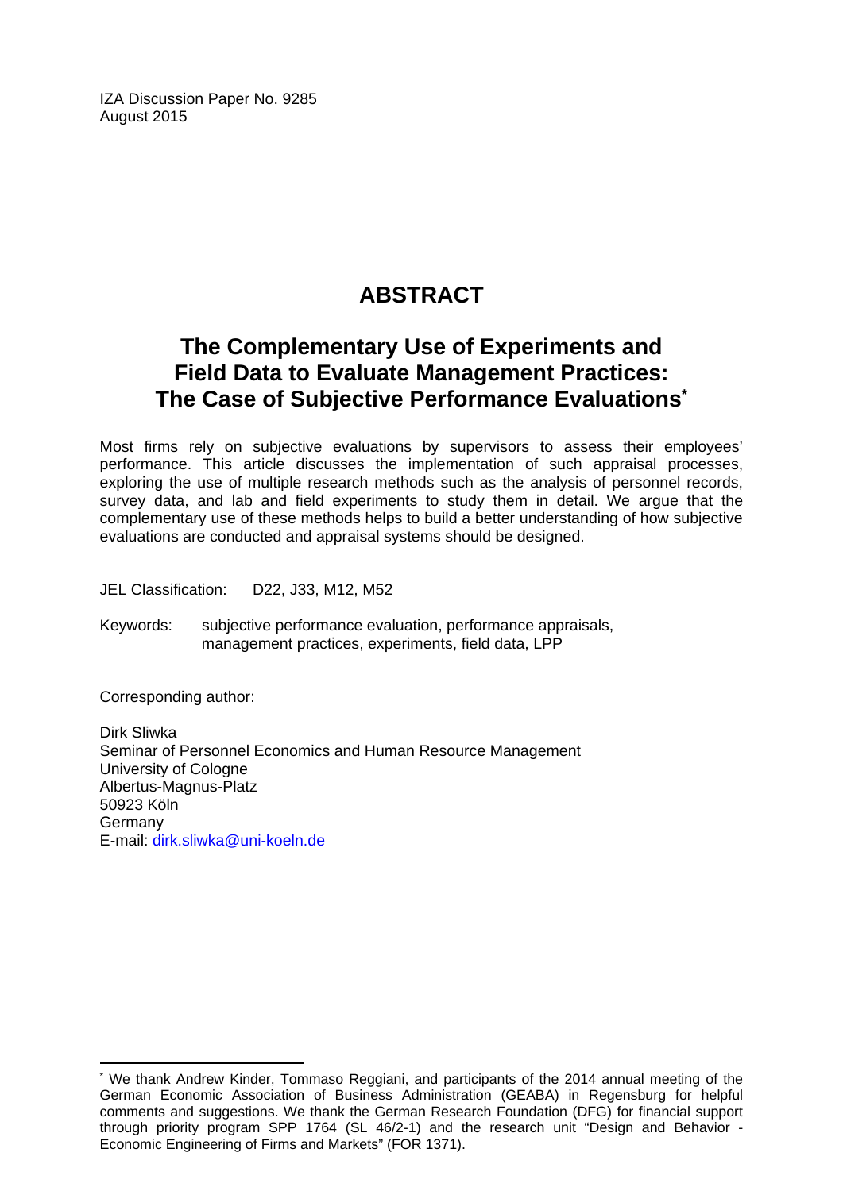IZA Discussion Paper No. 9285
August 2015

# ABSTRACT

## The Complementary Use of Experiments and Field Data to Evaluate Management Practices: The Case of Subjective Performance Evaluations*

Most firms rely on subjective evaluations by supervisors to assess their employees' performance. This article discusses the implementation of such appraisal processes, exploring the use of multiple research methods such as the analysis of personnel records, survey data, and lab and field experiments to study them in detail. We argue that the complementary use of these methods helps to build a better understanding of how subjective evaluations are conducted and appraisal systems should be designed.

JEL Classification: D22, J33, M12, M52

Keywords: subjective performance evaluation, performance appraisals, management practices, experiments, field data, LPP

Corresponding author:

Dirk Sliwka
Seminar of Personnel Economics and Human Resource Management
University of Cologne
Albertus-Magnus-Platz
50923 Köln
Germany
E-mail: dirk.sliwka@uni-koeln.de

---

* We thank Andrew Kinder, Tommaso Reggiani, and participants of the 2014 annual meeting of the German Economic Association of Business Administration (GEABA) in Regensburg for helpful comments and suggestions. We thank the German Research Foundation (DFG) for financial support through priority program SPP 1764 (SL 46/2-1) and the research unit "Design and Behavior - Economic Engineering of Firms and Markets" (FOR 1371).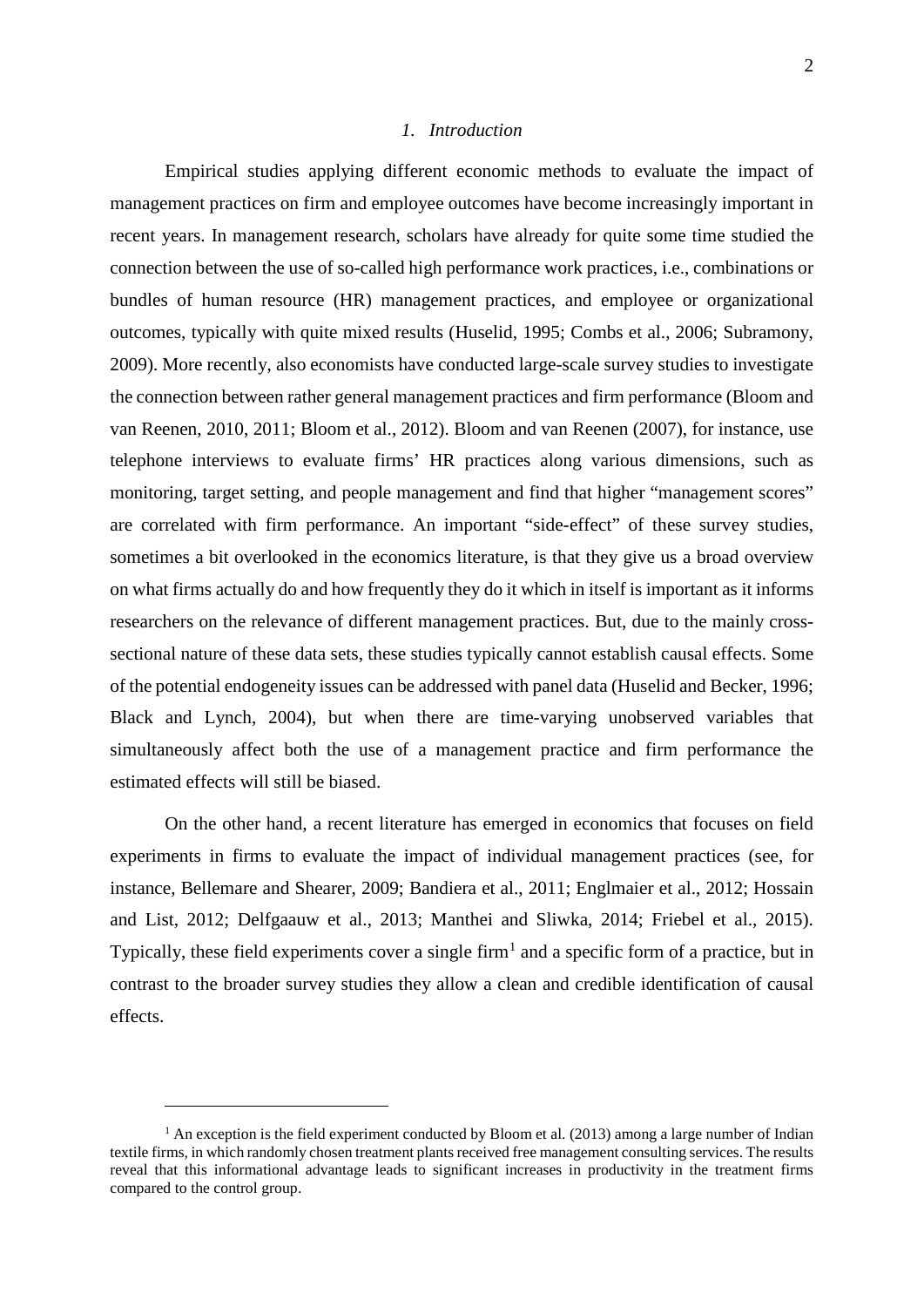## *1. Introduction*

Empirical studies applying different economic methods to evaluate the impact of management practices on firm and employee outcomes have become increasingly important in recent years. In management research, scholars have already for quite some time studied the connection between the use of so-called high performance work practices, i.e., combinations or bundles of human resource (HR) management practices, and employee or organizational outcomes, typically with quite mixed results (Huselid, 1995; Combs et al., 2006; Subramony, 2009). More recently, also economists have conducted large-scale survey studies to investigate the connection between rather general management practices and firm performance (Bloom and van Reenen, 2010, 2011; Bloom et al., 2012). Bloom and van Reenen (2007), for instance, use telephone interviews to evaluate firms' HR practices along various dimensions, such as monitoring, target setting, and people management and find that higher "management scores" are correlated with firm performance. An important "side-effect" of these survey studies, sometimes a bit overlooked in the economics literature, is that they give us a broad overview on what firms actually do and how frequently they do it which in itself is important as it informs researchers on the relevance of different management practices. But, due to the mainly cross-sectional nature of these data sets, these studies typically cannot establish causal effects. Some of the potential endogeneity issues can be addressed with panel data (Huselid and Becker, 1996; Black and Lynch, 2004), but when there are time-varying unobserved variables that simultaneously affect both the use of a management practice and firm performance the estimated effects will still be biased.

On the other hand, a recent literature has emerged in economics that focuses on field experiments in firms to evaluate the impact of individual management practices (see, for instance, Bellemare and Shearer, 2009; Bandiera et al., 2011; Englmaier et al., 2012; Hossain and List, 2012; Delfgaauw et al., 2013; Manthei and Sliwka, 2014; Friebel et al., 2015). Typically, these field experiments cover a single firm[1] and a specific form of a practice, but in contrast to the broader survey studies they allow a clean and credible identification of causal effects.

[1] An exception is the field experiment conducted by Bloom et al. (2013) among a large number of Indian textile firms, in which randomly chosen treatment plants received free management consulting services. The results reveal that this informational advantage leads to significant increases in productivity in the treatment firms compared to the control group.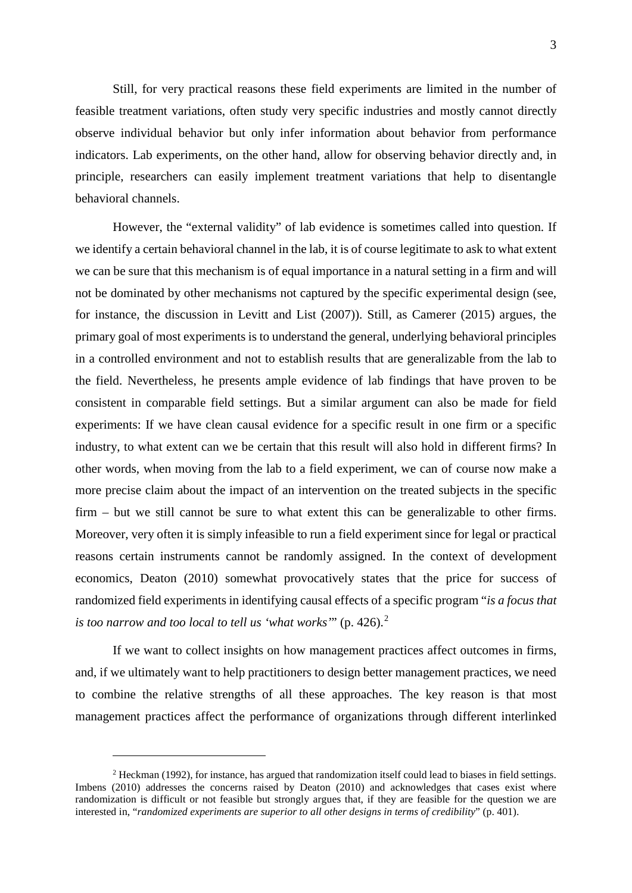Still, for very practical reasons these field experiments are limited in the number of feasible treatment variations, often study very specific industries and mostly cannot directly observe individual behavior but only infer information about behavior from performance indicators. Lab experiments, on the other hand, allow for observing behavior directly and, in principle, researchers can easily implement treatment variations that help to disentangle behavioral channels.

However, the "external validity" of lab evidence is sometimes called into question. If we identify a certain behavioral channel in the lab, it is of course legitimate to ask to what extent we can be sure that this mechanism is of equal importance in a natural setting in a firm and will not be dominated by other mechanisms not captured by the specific experimental design (see, for instance, the discussion in Levitt and List (2007)). Still, as Camerer (2015) argues, the primary goal of most experiments is to understand the general, underlying behavioral principles in a controlled environment and not to establish results that are generalizable from the lab to the field. Nevertheless, he presents ample evidence of lab findings that have proven to be consistent in comparable field settings. But a similar argument can also be made for field experiments: If we have clean causal evidence for a specific result in one firm or a specific industry, to what extent can we be certain that this result will also hold in different firms? In other words, when moving from the lab to a field experiment, we can of course now make a more precise claim about the impact of an intervention on the treated subjects in the specific firm – but we still cannot be sure to what extent this can be generalizable to other firms. Moreover, very often it is simply infeasible to run a field experiment since for legal or practical reasons certain instruments cannot be randomly assigned. In the context of development economics, Deaton (2010) somewhat provocatively states that the price for success of randomized field experiments in identifying causal effects of a specific program "*is a focus that is too narrow and too local to tell us 'what works'*" (p. 426).[2]

If we want to collect insights on how management practices affect outcomes in firms, and, if we ultimately want to help practitioners to design better management practices, we need to combine the relative strengths of all these approaches. The key reason is that most management practices affect the performance of organizations through different interlinked

[2] Heckman (1992), for instance, has argued that randomization itself could lead to biases in field settings. Imbens (2010) addresses the concerns raised by Deaton (2010) and acknowledges that cases exist where randomization is difficult or not feasible but strongly argues that, if they are feasible for the question we are interested in, "*randomized experiments are superior to all other designs in terms of credibility*" (p. 401).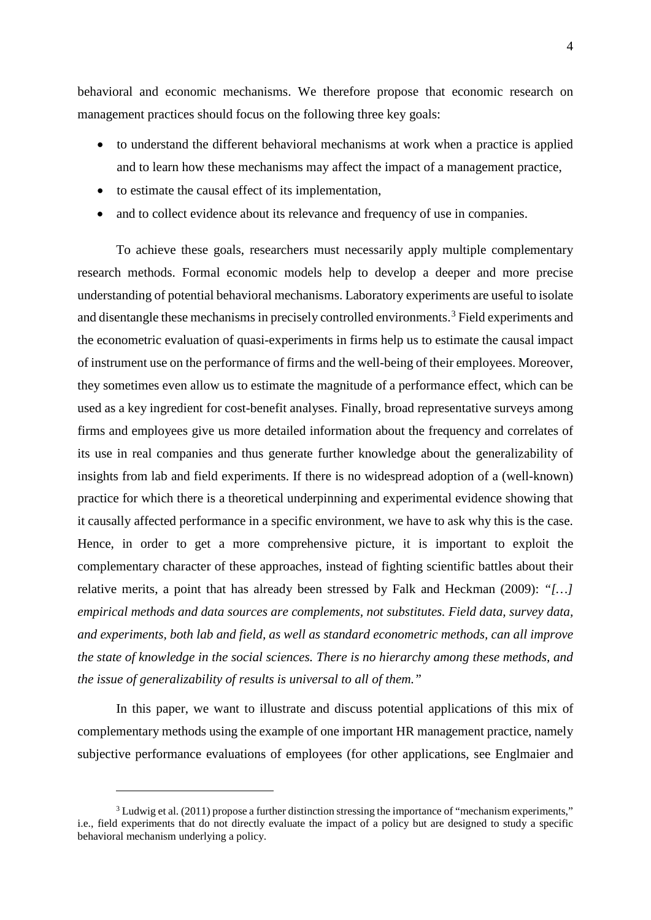behavioral and economic mechanisms. We therefore propose that economic research on management practices should focus on the following three key goals:

- to understand the different behavioral mechanisms at work when a practice is applied and to learn how these mechanisms may affect the impact of a management practice,
- to estimate the causal effect of its implementation,
- and to collect evidence about its relevance and frequency of use in companies.

To achieve these goals, researchers must necessarily apply multiple complementary research methods. Formal economic models help to develop a deeper and more precise understanding of potential behavioral mechanisms. Laboratory experiments are useful to isolate and disentangle these mechanisms in precisely controlled environments.[3] Field experiments and the econometric evaluation of quasi-experiments in firms help us to estimate the causal impact of instrument use on the performance of firms and the well-being of their employees. Moreover, they sometimes even allow us to estimate the magnitude of a performance effect, which can be used as a key ingredient for cost-benefit analyses. Finally, broad representative surveys among firms and employees give us more detailed information about the frequency and correlates of its use in real companies and thus generate further knowledge about the generalizability of insights from lab and field experiments. If there is no widespread adoption of a (well-known) practice for which there is a theoretical underpinning and experimental evidence showing that it causally affected performance in a specific environment, we have to ask why this is the case. Hence, in order to get a more comprehensive picture, it is important to exploit the complementary character of these approaches, instead of fighting scientific battles about their relative merits, a point that has already been stressed by Falk and Heckman (2009): *"[…] empirical methods and data sources are complements, not substitutes. Field data, survey data, and experiments, both lab and field, as well as standard econometric methods, can all improve the state of knowledge in the social sciences. There is no hierarchy among these methods, and the issue of generalizability of results is universal to all of them."*

In this paper, we want to illustrate and discuss potential applications of this mix of complementary methods using the example of one important HR management practice, namely subjective performance evaluations of employees (for other applications, see Englmaier and

---

[3] Ludwig et al. (2011) propose a further distinction stressing the importance of "mechanism experiments," i.e., field experiments that do not directly evaluate the impact of a policy but are designed to study a specific behavioral mechanism underlying a policy.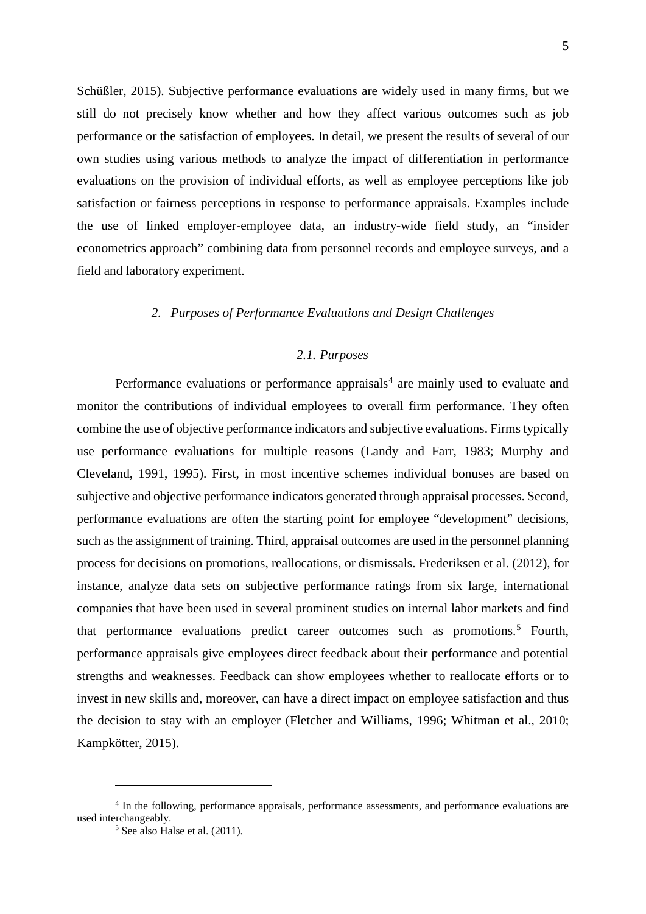Schüßler, 2015). Subjective performance evaluations are widely used in many firms, but we still do not precisely know whether and how they affect various outcomes such as job performance or the satisfaction of employees. In detail, we present the results of several of our own studies using various methods to analyze the impact of differentiation in performance evaluations on the provision of individual efforts, as well as employee perceptions like job satisfaction or fairness perceptions in response to performance appraisals. Examples include the use of linked employer-employee data, an industry-wide field study, an "insider econometrics approach" combining data from personnel records and employee surveys, and a field and laboratory experiment.

## *2. Purposes of Performance Evaluations and Design Challenges*

### *2.1. Purposes*

Performance evaluations or performance appraisals[4] are mainly used to evaluate and monitor the contributions of individual employees to overall firm performance. They often combine the use of objective performance indicators and subjective evaluations. Firms typically use performance evaluations for multiple reasons (Landy and Farr, 1983; Murphy and Cleveland, 1991, 1995). First, in most incentive schemes individual bonuses are based on subjective and objective performance indicators generated through appraisal processes. Second, performance evaluations are often the starting point for employee "development" decisions, such as the assignment of training. Third, appraisal outcomes are used in the personnel planning process for decisions on promotions, reallocations, or dismissals. Frederiksen et al. (2012), for instance, analyze data sets on subjective performance ratings from six large, international companies that have been used in several prominent studies on internal labor markets and find that performance evaluations predict career outcomes such as promotions.[5] Fourth, performance appraisals give employees direct feedback about their performance and potential strengths and weaknesses. Feedback can show employees whether to reallocate efforts or to invest in new skills and, moreover, can have a direct impact on employee satisfaction and thus the decision to stay with an employer (Fletcher and Williams, 1996; Whitman et al., 2010; Kampkötter, 2015).

---

[4] In the following, performance appraisals, performance assessments, and performance evaluations are used interchangeably.

[5] See also Halse et al. (2011).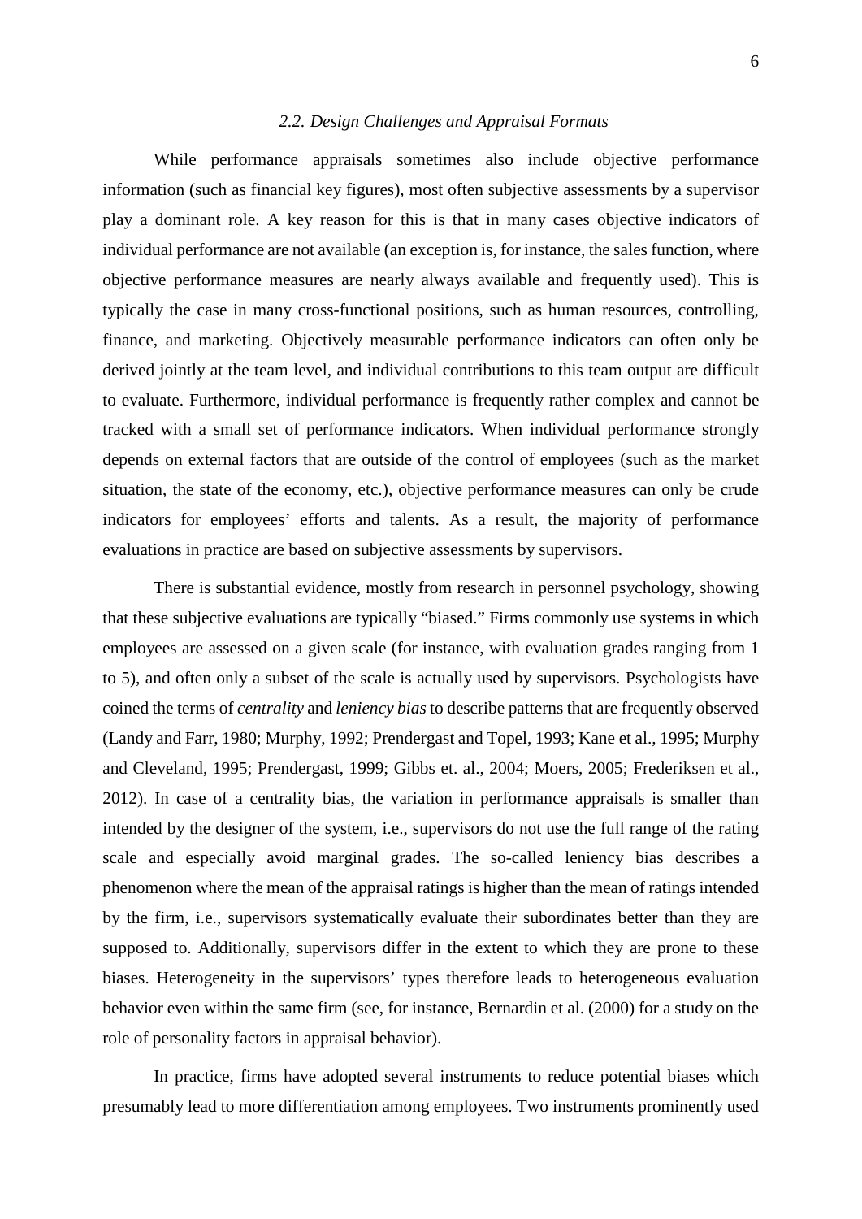### *2.2. Design Challenges and Appraisal Formats*

While performance appraisals sometimes also include objective performance information (such as financial key figures), most often subjective assessments by a supervisor play a dominant role. A key reason for this is that in many cases objective indicators of individual performance are not available (an exception is, for instance, the sales function, where objective performance measures are nearly always available and frequently used). This is typically the case in many cross-functional positions, such as human resources, controlling, finance, and marketing. Objectively measurable performance indicators can often only be derived jointly at the team level, and individual contributions to this team output are difficult to evaluate. Furthermore, individual performance is frequently rather complex and cannot be tracked with a small set of performance indicators. When individual performance strongly depends on external factors that are outside of the control of employees (such as the market situation, the state of the economy, etc.), objective performance measures can only be crude indicators for employees' efforts and talents. As a result, the majority of performance evaluations in practice are based on subjective assessments by supervisors.

There is substantial evidence, mostly from research in personnel psychology, showing that these subjective evaluations are typically "biased." Firms commonly use systems in which employees are assessed on a given scale (for instance, with evaluation grades ranging from 1 to 5), and often only a subset of the scale is actually used by supervisors. Psychologists have coined the terms of *centrality* and *leniency bias* to describe patterns that are frequently observed (Landy and Farr, 1980; Murphy, 1992; Prendergast and Topel, 1993; Kane et al., 1995; Murphy and Cleveland, 1995; Prendergast, 1999; Gibbs et. al., 2004; Moers, 2005; Frederiksen et al., 2012). In case of a centrality bias, the variation in performance appraisals is smaller than intended by the designer of the system, i.e., supervisors do not use the full range of the rating scale and especially avoid marginal grades. The so-called leniency bias describes a phenomenon where the mean of the appraisal ratings is higher than the mean of ratings intended by the firm, i.e., supervisors systematically evaluate their subordinates better than they are supposed to. Additionally, supervisors differ in the extent to which they are prone to these biases. Heterogeneity in the supervisors' types therefore leads to heterogeneous evaluation behavior even within the same firm (see, for instance, Bernardin et al. (2000) for a study on the role of personality factors in appraisal behavior).

In practice, firms have adopted several instruments to reduce potential biases which presumably lead to more differentiation among employees. Two instruments prominently used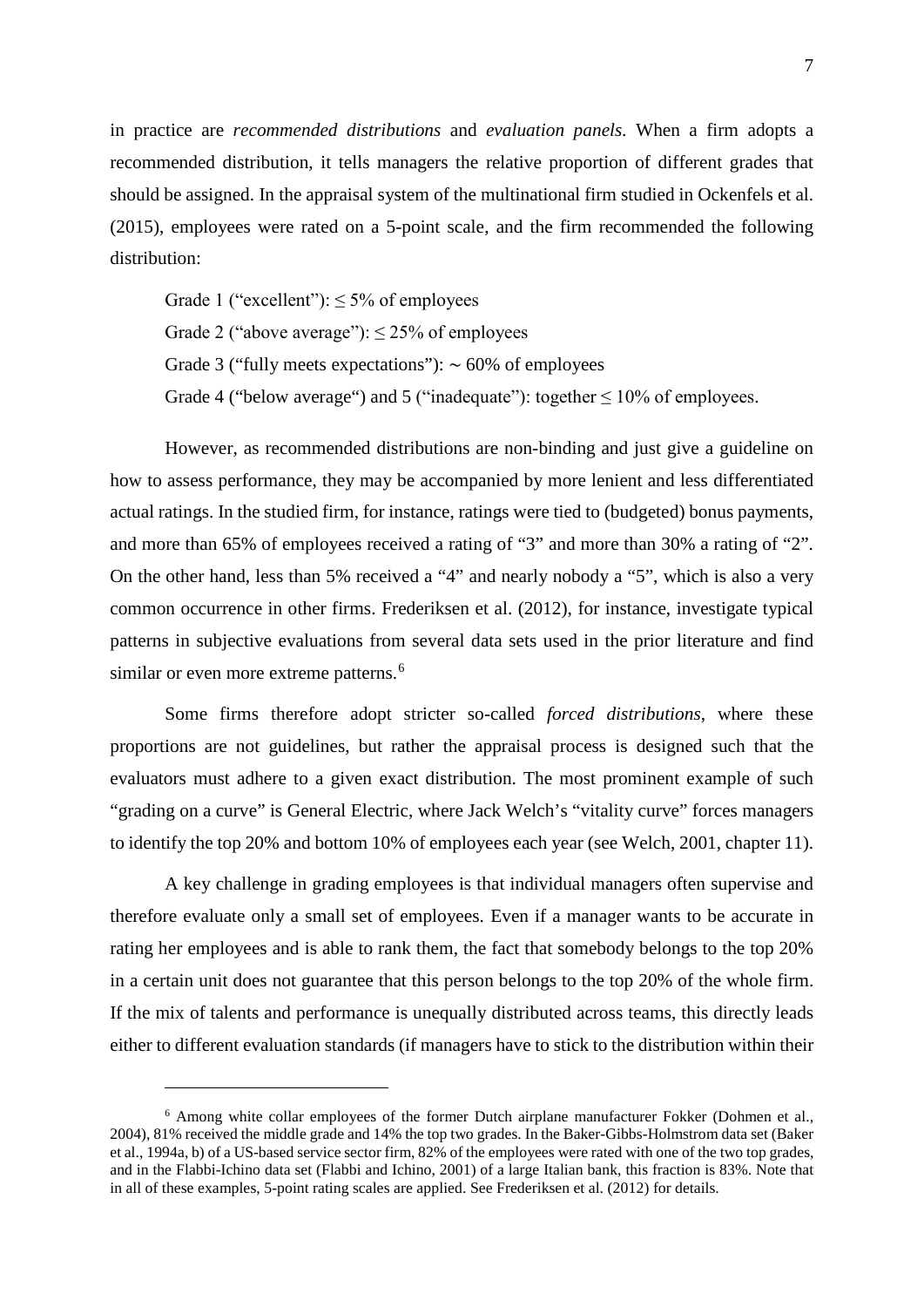in practice are *recommended distributions* and *evaluation panels*. When a firm adopts a recommended distribution, it tells managers the relative proportion of different grades that should be assigned. In the appraisal system of the multinational firm studied in Ockenfels et al. (2015), employees were rated on a 5-point scale, and the firm recommended the following distribution:

Grade 1 ("excellent"): $\leq$ 5% of employees

Grade 2 ("above average"): $\leq$ 25% of employees

Grade 3 ("fully meets expectations"): $\sim$ 60% of employees

Grade 4 ("below average") and 5 ("inadequate"): together $\leq$ 10% of employees.

However, as recommended distributions are non-binding and just give a guideline on how to assess performance, they may be accompanied by more lenient and less differentiated actual ratings. In the studied firm, for instance, ratings were tied to (budgeted) bonus payments, and more than 65% of employees received a rating of "3" and more than 30% a rating of "2". On the other hand, less than 5% received a "4" and nearly nobody a "5", which is also a very common occurrence in other firms. Frederiksen et al. (2012), for instance, investigate typical patterns in subjective evaluations from several data sets used in the prior literature and find similar or even more extreme patterns.[6]

Some firms therefore adopt stricter so-called *forced distributions*, where these proportions are not guidelines, but rather the appraisal process is designed such that the evaluators must adhere to a given exact distribution. The most prominent example of such "grading on a curve" is General Electric, where Jack Welch's "vitality curve" forces managers to identify the top 20% and bottom 10% of employees each year (see Welch, 2001, chapter 11).

A key challenge in grading employees is that individual managers often supervise and therefore evaluate only a small set of employees. Even if a manager wants to be accurate in rating her employees and is able to rank them, the fact that somebody belongs to the top 20% in a certain unit does not guarantee that this person belongs to the top 20% of the whole firm. If the mix of talents and performance is unequally distributed across teams, this directly leads either to different evaluation standards (if managers have to stick to the distribution within their

---

[6] Among white collar employees of the former Dutch airplane manufacturer Fokker (Dohmen et al., 2004), 81% received the middle grade and 14% the top two grades. In the Baker-Gibbs-Holmstrom data set (Baker et al., 1994a, b) of a US-based service sector firm, 82% of the employees were rated with one of the two top grades, and in the Flabbi-Ichino data set (Flabbi and Ichino, 2001) of a large Italian bank, this fraction is 83%. Note that in all of these examples, 5-point rating scales are applied. See Frederiksen et al. (2012) for details.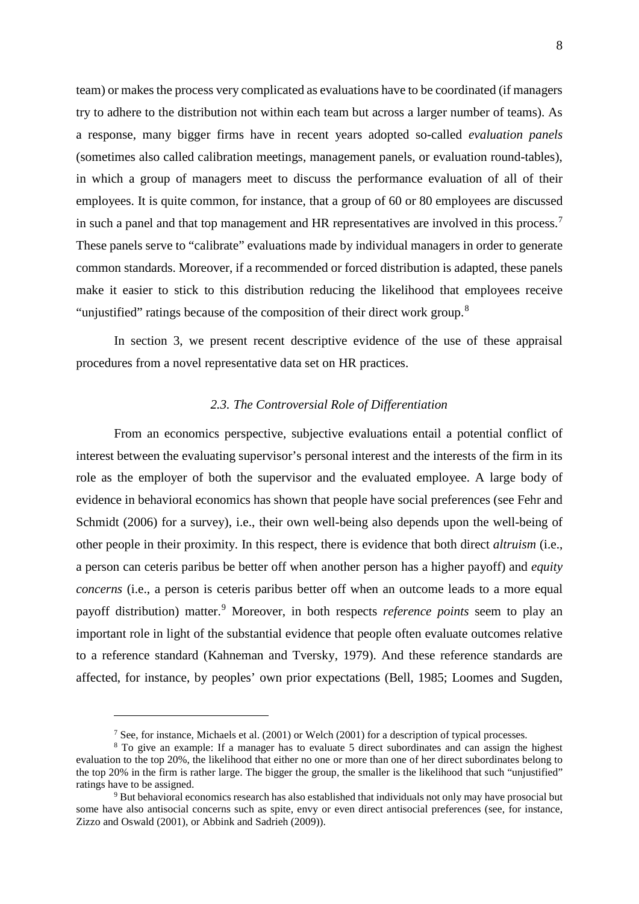team) or makes the process very complicated as evaluations have to be coordinated (if managers try to adhere to the distribution not within each team but across a larger number of teams). As a response, many bigger firms have in recent years adopted so-called *evaluation panels* (sometimes also called calibration meetings, management panels, or evaluation round-tables), in which a group of managers meet to discuss the performance evaluation of all of their employees. It is quite common, for instance, that a group of 60 or 80 employees are discussed in such a panel and that top management and HR representatives are involved in this process.[7] These panels serve to "calibrate" evaluations made by individual managers in order to generate common standards. Moreover, if a recommended or forced distribution is adapted, these panels make it easier to stick to this distribution reducing the likelihood that employees receive "unjustified" ratings because of the composition of their direct work group.[8]

In section 3, we present recent descriptive evidence of the use of these appraisal procedures from a novel representative data set on HR practices.

### *2.3. The Controversial Role of Differentiation*

From an economics perspective, subjective evaluations entail a potential conflict of interest between the evaluating supervisor's personal interest and the interests of the firm in its role as the employer of both the supervisor and the evaluated employee. A large body of evidence in behavioral economics has shown that people have social preferences (see Fehr and Schmidt (2006) for a survey), i.e., their own well-being also depends upon the well-being of other people in their proximity. In this respect, there is evidence that both direct *altruism* (i.e., a person can ceteris paribus be better off when another person has a higher payoff) and *equity concerns* (i.e., a person is ceteris paribus better off when an outcome leads to a more equal payoff distribution) matter.[9] Moreover, in both respects *reference points* seem to play an important role in light of the substantial evidence that people often evaluate outcomes relative to a reference standard (Kahneman and Tversky, 1979). And these reference standards are affected, for instance, by peoples' own prior expectations (Bell, 1985; Loomes and Sugden,

---

[7] See, for instance, Michaels et al. (2001) or Welch (2001) for a description of typical processes.

[8] To give an example: If a manager has to evaluate 5 direct subordinates and can assign the highest evaluation to the top 20%, the likelihood that either no one or more than one of her direct subordinates belong to the top 20% in the firm is rather large. The bigger the group, the smaller is the likelihood that such "unjustified" ratings have to be assigned.

[9] But behavioral economics research has also established that individuals not only may have prosocial but some have also antisocial concerns such as spite, envy or even direct antisocial preferences (see, for instance, Zizzo and Oswald (2001), or Abbink and Sadrieh (2009)).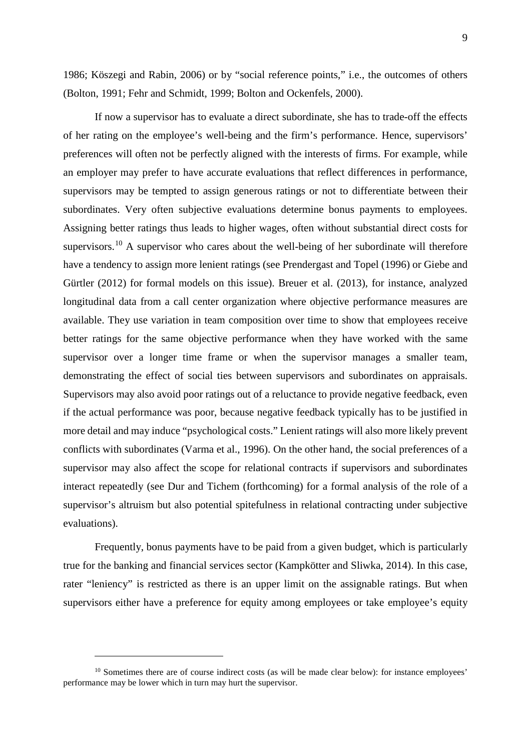1986; Köszegi and Rabin, 2006) or by "social reference points," i.e., the outcomes of others (Bolton, 1991; Fehr and Schmidt, 1999; Bolton and Ockenfels, 2000).

If now a supervisor has to evaluate a direct subordinate, she has to trade-off the effects of her rating on the employee's well-being and the firm's performance. Hence, supervisors' preferences will often not be perfectly aligned with the interests of firms. For example, while an employer may prefer to have accurate evaluations that reflect differences in performance, supervisors may be tempted to assign generous ratings or not to differentiate between their subordinates. Very often subjective evaluations determine bonus payments to employees. Assigning better ratings thus leads to higher wages, often without substantial direct costs for supervisors.[10] A supervisor who cares about the well-being of her subordinate will therefore have a tendency to assign more lenient ratings (see Prendergast and Topel (1996) or Giebe and Gürtler (2012) for formal models on this issue). Breuer et al. (2013), for instance, analyzed longitudinal data from a call center organization where objective performance measures are available. They use variation in team composition over time to show that employees receive better ratings for the same objective performance when they have worked with the same supervisor over a longer time frame or when the supervisor manages a smaller team, demonstrating the effect of social ties between supervisors and subordinates on appraisals. Supervisors may also avoid poor ratings out of a reluctance to provide negative feedback, even if the actual performance was poor, because negative feedback typically has to be justified in more detail and may induce "psychological costs." Lenient ratings will also more likely prevent conflicts with subordinates (Varma et al., 1996). On the other hand, the social preferences of a supervisor may also affect the scope for relational contracts if supervisors and subordinates interact repeatedly (see Dur and Tichem (forthcoming) for a formal analysis of the role of a supervisor's altruism but also potential spitefulness in relational contracting under subjective evaluations).

Frequently, bonus payments have to be paid from a given budget, which is particularly true for the banking and financial services sector (Kampkötter and Sliwka, 2014). In this case, rater "leniency" is restricted as there is an upper limit on the assignable ratings. But when supervisors either have a preference for equity among employees or take employee's equity

[10] Sometimes there are of course indirect costs (as will be made clear below): for instance employees' performance may be lower which in turn may hurt the supervisor.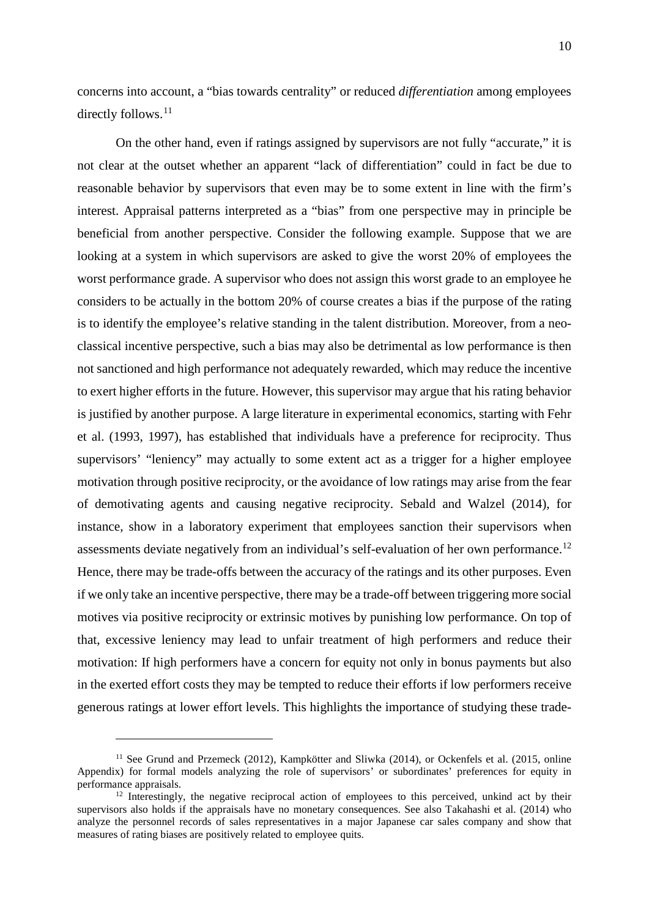concerns into account, a "bias towards centrality" or reduced *differentiation* among employees directly follows.[11]

On the other hand, even if ratings assigned by supervisors are not fully "accurate," it is not clear at the outset whether an apparent "lack of differentiation" could in fact be due to reasonable behavior by supervisors that even may be to some extent in line with the firm's interest. Appraisal patterns interpreted as a "bias" from one perspective may in principle be beneficial from another perspective. Consider the following example. Suppose that we are looking at a system in which supervisors are asked to give the worst 20% of employees the worst performance grade. A supervisor who does not assign this worst grade to an employee he considers to be actually in the bottom 20% of course creates a bias if the purpose of the rating is to identify the employee's relative standing in the talent distribution. Moreover, from a neo-classical incentive perspective, such a bias may also be detrimental as low performance is then not sanctioned and high performance not adequately rewarded, which may reduce the incentive to exert higher efforts in the future. However, this supervisor may argue that his rating behavior is justified by another purpose. A large literature in experimental economics, starting with Fehr et al. (1993, 1997), has established that individuals have a preference for reciprocity. Thus supervisors' "leniency" may actually to some extent act as a trigger for a higher employee motivation through positive reciprocity, or the avoidance of low ratings may arise from the fear of demotivating agents and causing negative reciprocity. Sebald and Walzel (2014), for instance, show in a laboratory experiment that employees sanction their supervisors when assessments deviate negatively from an individual's self-evaluation of her own performance.[12] Hence, there may be trade-offs between the accuracy of the ratings and its other purposes. Even if we only take an incentive perspective, there may be a trade-off between triggering more social motives via positive reciprocity or extrinsic motives by punishing low performance. On top of that, excessive leniency may lead to unfair treatment of high performers and reduce their motivation: If high performers have a concern for equity not only in bonus payments but also in the exerted effort costs they may be tempted to reduce their efforts if low performers receive generous ratings at lower effort levels. This highlights the importance of studying these trade-

[11] See Grund and Przemeck (2012), Kampkötter and Sliwka (2014), or Ockenfels et al. (2015, online Appendix) for formal models analyzing the role of supervisors' or subordinates' preferences for equity in performance appraisals.

[12] Interestingly, the negative reciprocal action of employees to this perceived, unkind act by their supervisors also holds if the appraisals have no monetary consequences. See also Takahashi et al. (2014) who analyze the personnel records of sales representatives in a major Japanese car sales company and show that measures of rating biases are positively related to employee quits.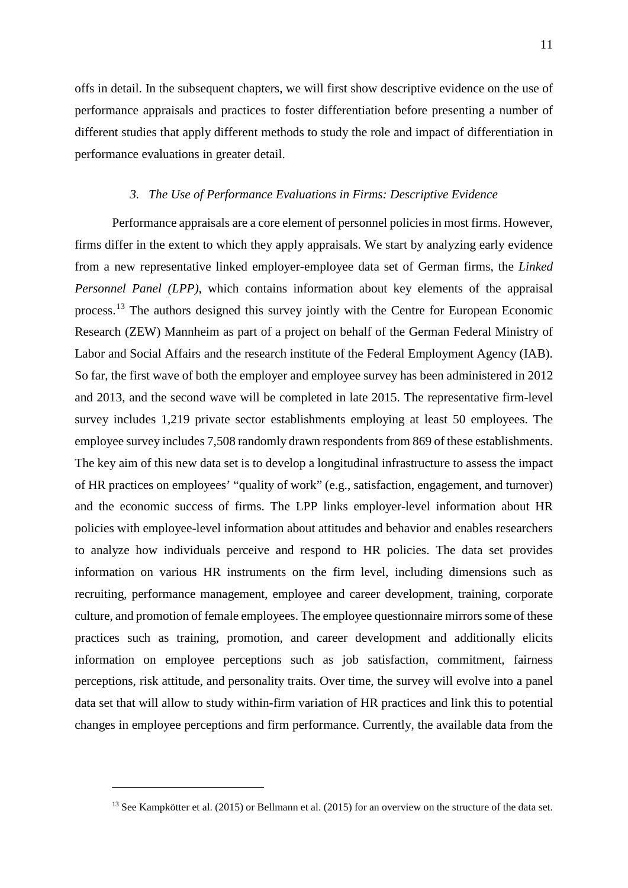offs in detail. In the subsequent chapters, we will first show descriptive evidence on the use of performance appraisals and practices to foster differentiation before presenting a number of different studies that apply different methods to study the role and impact of differentiation in performance evaluations in greater detail.

### *3. The Use of Performance Evaluations in Firms: Descriptive Evidence*

Performance appraisals are a core element of personnel policies in most firms. However, firms differ in the extent to which they apply appraisals. We start by analyzing early evidence from a new representative linked employer-employee data set of German firms, the *Linked Personnel Panel (LPP)*, which contains information about key elements of the appraisal process.[13] The authors designed this survey jointly with the Centre for European Economic Research (ZEW) Mannheim as part of a project on behalf of the German Federal Ministry of Labor and Social Affairs and the research institute of the Federal Employment Agency (IAB). So far, the first wave of both the employer and employee survey has been administered in 2012 and 2013, and the second wave will be completed in late 2015. The representative firm-level survey includes 1,219 private sector establishments employing at least 50 employees. The employee survey includes 7,508 randomly drawn respondents from 869 of these establishments. The key aim of this new data set is to develop a longitudinal infrastructure to assess the impact of HR practices on employees' "quality of work" (e.g., satisfaction, engagement, and turnover) and the economic success of firms. The LPP links employer-level information about HR policies with employee-level information about attitudes and behavior and enables researchers to analyze how individuals perceive and respond to HR policies. The data set provides information on various HR instruments on the firm level, including dimensions such as recruiting, performance management, employee and career development, training, corporate culture, and promotion of female employees. The employee questionnaire mirrors some of these practices such as training, promotion, and career development and additionally elicits information on employee perceptions such as job satisfaction, commitment, fairness perceptions, risk attitude, and personality traits. Over time, the survey will evolve into a panel data set that will allow to study within-firm variation of HR practices and link this to potential changes in employee perceptions and firm performance. Currently, the available data from the

[13] See Kampkötter et al. (2015) or Bellmann et al. (2015) for an overview on the structure of the data set.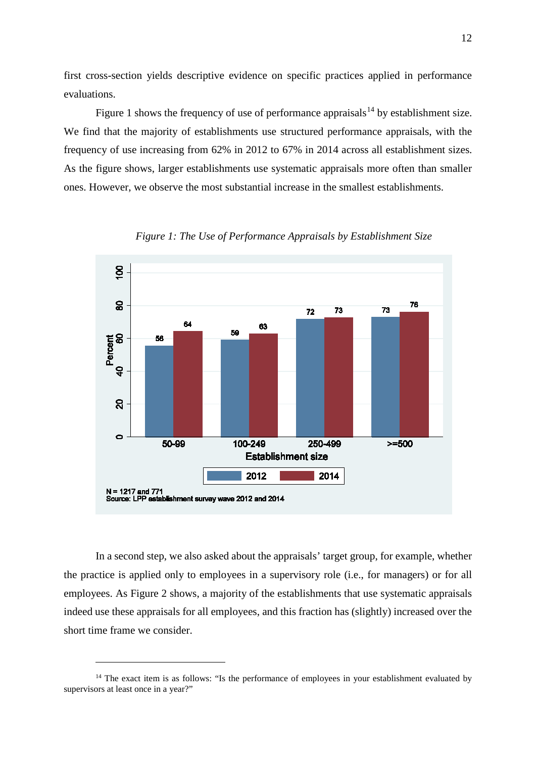first cross-section yields descriptive evidence on specific practices applied in performance evaluations.

Figure 1 shows the frequency of use of performance appraisals[14] by establishment size. We find that the majority of establishments use structured performance appraisals, with the frequency of use increasing from 62% in 2012 to 67% in 2014 across all establishment sizes. As the figure shows, larger establishments use systematic appraisals more often than smaller ones. However, we observe the most substantial increase in the smallest establishments.

*Figure 1: The Use of Performance Appraisals by Establishment Size*

N = 1217 and 771
Source: LPP establishment survey wave 2012 and 2014

In a second step, we also asked about the appraisals' target group, for example, whether the practice is applied only to employees in a supervisory role (i.e., for managers) or for all employees. As Figure 2 shows, a majority of the establishments that use systematic appraisals indeed use these appraisals for all employees, and this fraction has (slightly) increased over the short time frame we consider.

[14] The exact item is as follows: "Is the performance of employees in your establishment evaluated by supervisors at least once in a year?"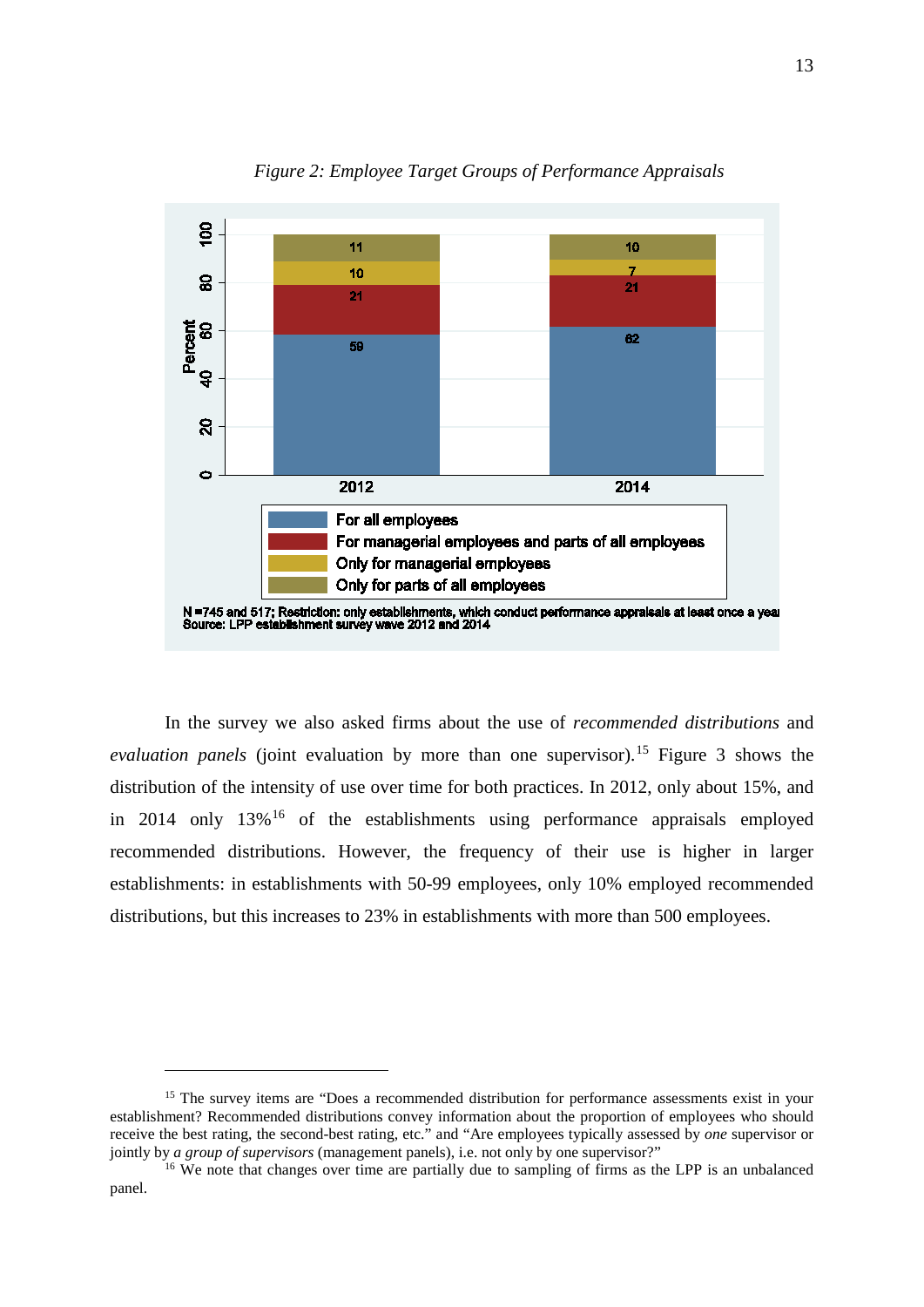*Figure 2: Employee Target Groups of Performance Appraisals*

N =745 and 517; Restriction: only establishments, which conduct performance appraisals at least once a year
Source: LPP establishment survey wave 2012 and 2014

In the survey we also asked firms about the use of *recommended distributions* and *evaluation panels* (joint evaluation by more than one supervisor).[15] Figure 3 shows the distribution of the intensity of use over time for both practices. In 2012, only about 15%, and in 2014 only 13%[16] of the establishments using performance appraisals employed recommended distributions. However, the frequency of their use is higher in larger establishments: in establishments with 50-99 employees, only 10% employed recommended distributions, but this increases to 23% in establishments with more than 500 employees.

---

[15] The survey items are "Does a recommended distribution for performance assessments exist in your establishment? Recommended distributions convey information about the proportion of employees who should receive the best rating, the second-best rating, etc." and "Are employees typically assessed by *one* supervisor or jointly by *a group of supervisors* (management panels), i.e. not only by one supervisor?"

[16] We note that changes over time are partially due to sampling of firms as the LPP is an unbalanced panel.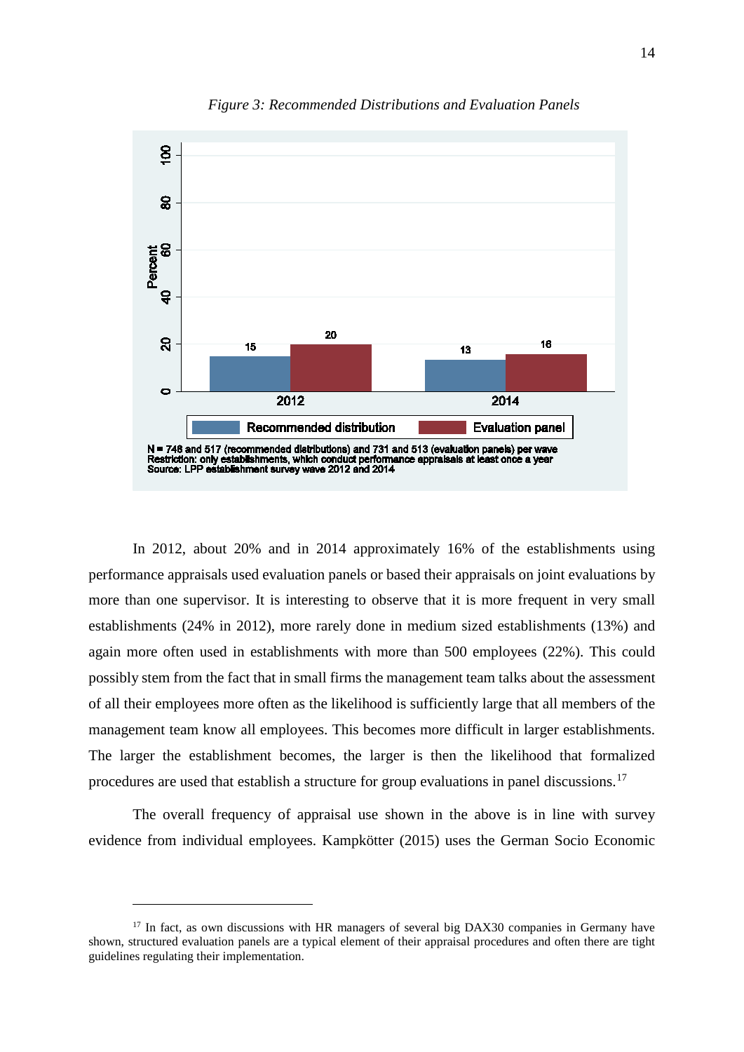*Figure 3: Recommended Distributions and Evaluation Panels*

N = 746 and 517 (recommended distributions) and 731 and 513 (evaluation panels) per wave
Restriction: only establishments, which conduct performance appraisals at least once a year
Source: LPP establishment survey wave 2012 and 2014

In 2012, about 20% and in 2014 approximately 16% of the establishments using performance appraisals used evaluation panels or based their appraisals on joint evaluations by more than one supervisor. It is interesting to observe that it is more frequent in very small establishments (24% in 2012), more rarely done in medium sized establishments (13%) and again more often used in establishments with more than 500 employees (22%). This could possibly stem from the fact that in small firms the management team talks about the assessment of all their employees more often as the likelihood is sufficiently large that all members of the management team know all employees. This becomes more difficult in larger establishments. The larger the establishment becomes, the larger is then the likelihood that formalized procedures are used that establish a structure for group evaluations in panel discussions.[17]

The overall frequency of appraisal use shown in the above is in line with survey evidence from individual employees. Kampkötter (2015) uses the German Socio Economic

[17] In fact, as own discussions with HR managers of several big DAX30 companies in Germany have shown, structured evaluation panels are a typical element of their appraisal procedures and often there are tight guidelines regulating their implementation.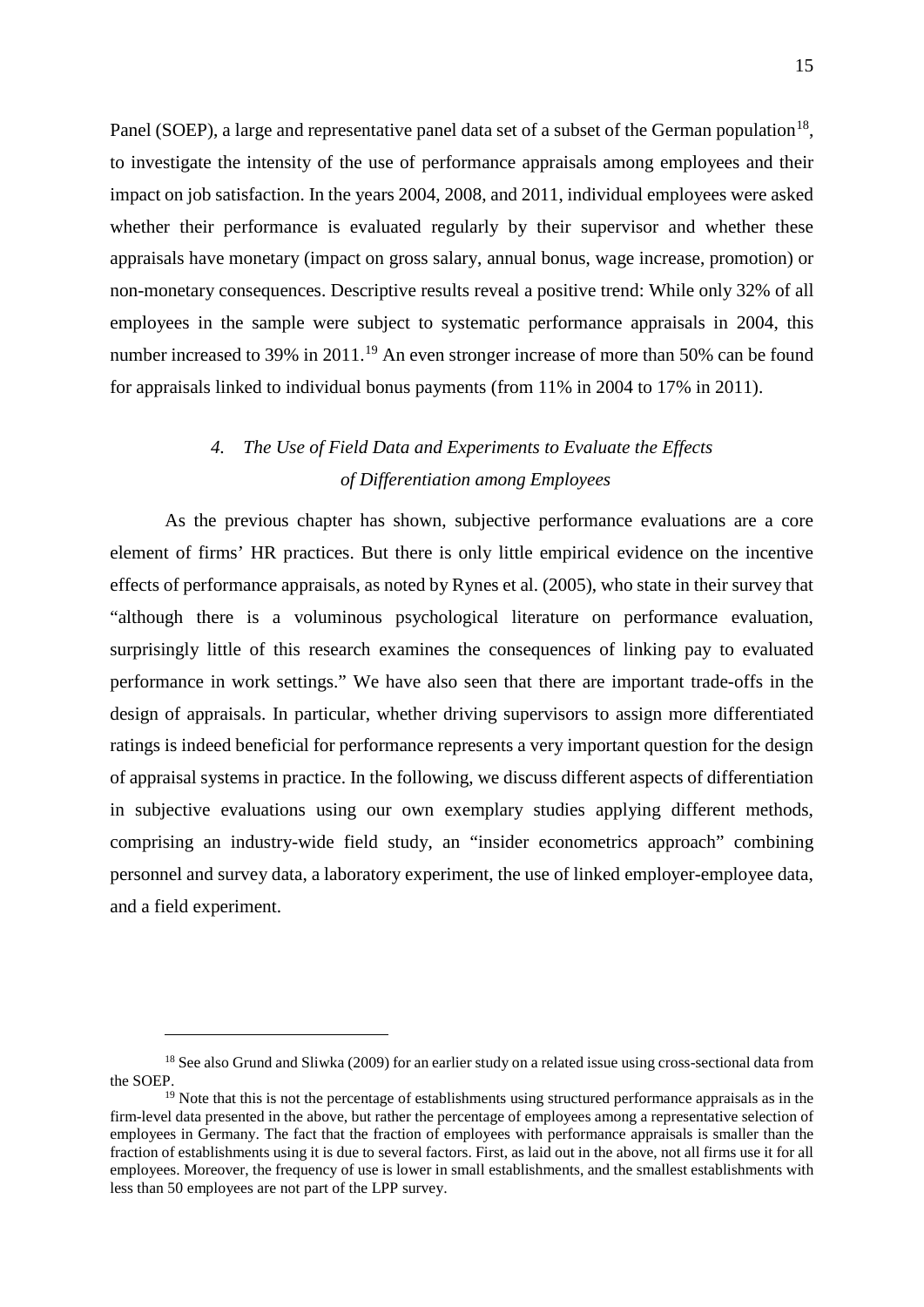Panel (SOEP), a large and representative panel data set of a subset of the German population[18], to investigate the intensity of the use of performance appraisals among employees and their impact on job satisfaction. In the years 2004, 2008, and 2011, individual employees were asked whether their performance is evaluated regularly by their supervisor and whether these appraisals have monetary (impact on gross salary, annual bonus, wage increase, promotion) or non-monetary consequences. Descriptive results reveal a positive trend: While only 32% of all employees in the sample were subject to systematic performance appraisals in 2004, this number increased to 39% in 2011.[19] An even stronger increase of more than 50% can be found for appraisals linked to individual bonus payments (from 11% in 2004 to 17% in 2011).

## *4. The Use of Field Data and Experiments to Evaluate the Effects of Differentiation among Employees*

As the previous chapter has shown, subjective performance evaluations are a core element of firms' HR practices. But there is only little empirical evidence on the incentive effects of performance appraisals, as noted by Rynes et al. (2005), who state in their survey that "although there is a voluminous psychological literature on performance evaluation, surprisingly little of this research examines the consequences of linking pay to evaluated performance in work settings." We have also seen that there are important trade-offs in the design of appraisals. In particular, whether driving supervisors to assign more differentiated ratings is indeed beneficial for performance represents a very important question for the design of appraisal systems in practice. In the following, we discuss different aspects of differentiation in subjective evaluations using our own exemplary studies applying different methods, comprising an industry-wide field study, an "insider econometrics approach" combining personnel and survey data, a laboratory experiment, the use of linked employer-employee data, and a field experiment.

---

[18] See also Grund and Sliwka (2009) for an earlier study on a related issue using cross-sectional data from the SOEP.

[19] Note that this is not the percentage of establishments using structured performance appraisals as in the firm-level data presented in the above, but rather the percentage of employees among a representative selection of employees in Germany. The fact that the fraction of employees with performance appraisals is smaller than the fraction of establishments using it is due to several factors. First, as laid out in the above, not all firms use it for all employees. Moreover, the frequency of use is lower in small establishments, and the smallest establishments with less than 50 employees are not part of the LPP survey.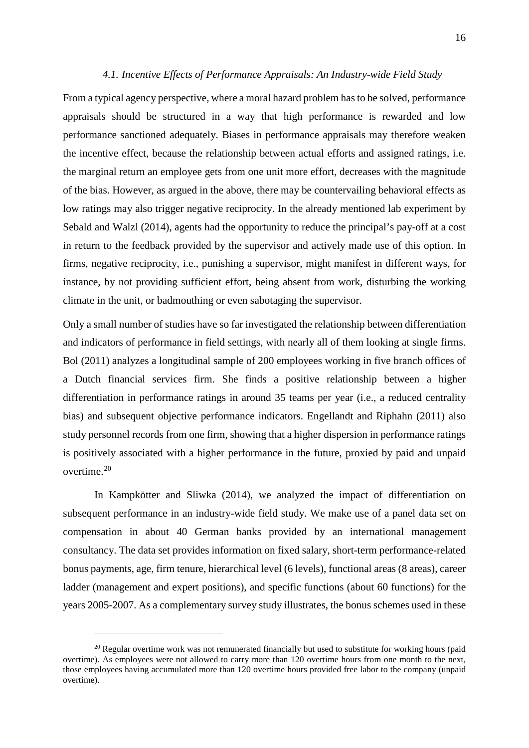### *4.1. Incentive Effects of Performance Appraisals: An Industry-wide Field Study*

From a typical agency perspective, where a moral hazard problem has to be solved, performance appraisals should be structured in a way that high performance is rewarded and low performance sanctioned adequately. Biases in performance appraisals may therefore weaken the incentive effect, because the relationship between actual efforts and assigned ratings, i.e. the marginal return an employee gets from one unit more effort, decreases with the magnitude of the bias. However, as argued in the above, there may be countervailing behavioral effects as low ratings may also trigger negative reciprocity. In the already mentioned lab experiment by Sebald and Walzl (2014), agents had the opportunity to reduce the principal's pay-off at a cost in return to the feedback provided by the supervisor and actively made use of this option. In firms, negative reciprocity, i.e., punishing a supervisor, might manifest in different ways, for instance, by not providing sufficient effort, being absent from work, disturbing the working climate in the unit, or badmouthing or even sabotaging the supervisor.

Only a small number of studies have so far investigated the relationship between differentiation and indicators of performance in field settings, with nearly all of them looking at single firms. Bol (2011) analyzes a longitudinal sample of 200 employees working in five branch offices of a Dutch financial services firm. She finds a positive relationship between a higher differentiation in performance ratings in around 35 teams per year (i.e., a reduced centrality bias) and subsequent objective performance indicators. Engellandt and Riphahn (2011) also study personnel records from one firm, showing that a higher dispersion in performance ratings is positively associated with a higher performance in the future, proxied by paid and unpaid overtime.[20]

In Kampkötter and Sliwka (2014), we analyzed the impact of differentiation on subsequent performance in an industry-wide field study. We make use of a panel data set on compensation in about 40 German banks provided by an international management consultancy. The data set provides information on fixed salary, short-term performance-related bonus payments, age, firm tenure, hierarchical level (6 levels), functional areas (8 areas), career ladder (management and expert positions), and specific functions (about 60 functions) for the years 2005-2007. As a complementary survey study illustrates, the bonus schemes used in these

[20] Regular overtime work was not remunerated financially but used to substitute for working hours (paid overtime). As employees were not allowed to carry more than 120 overtime hours from one month to the next, those employees having accumulated more than 120 overtime hours provided free labor to the company (unpaid overtime).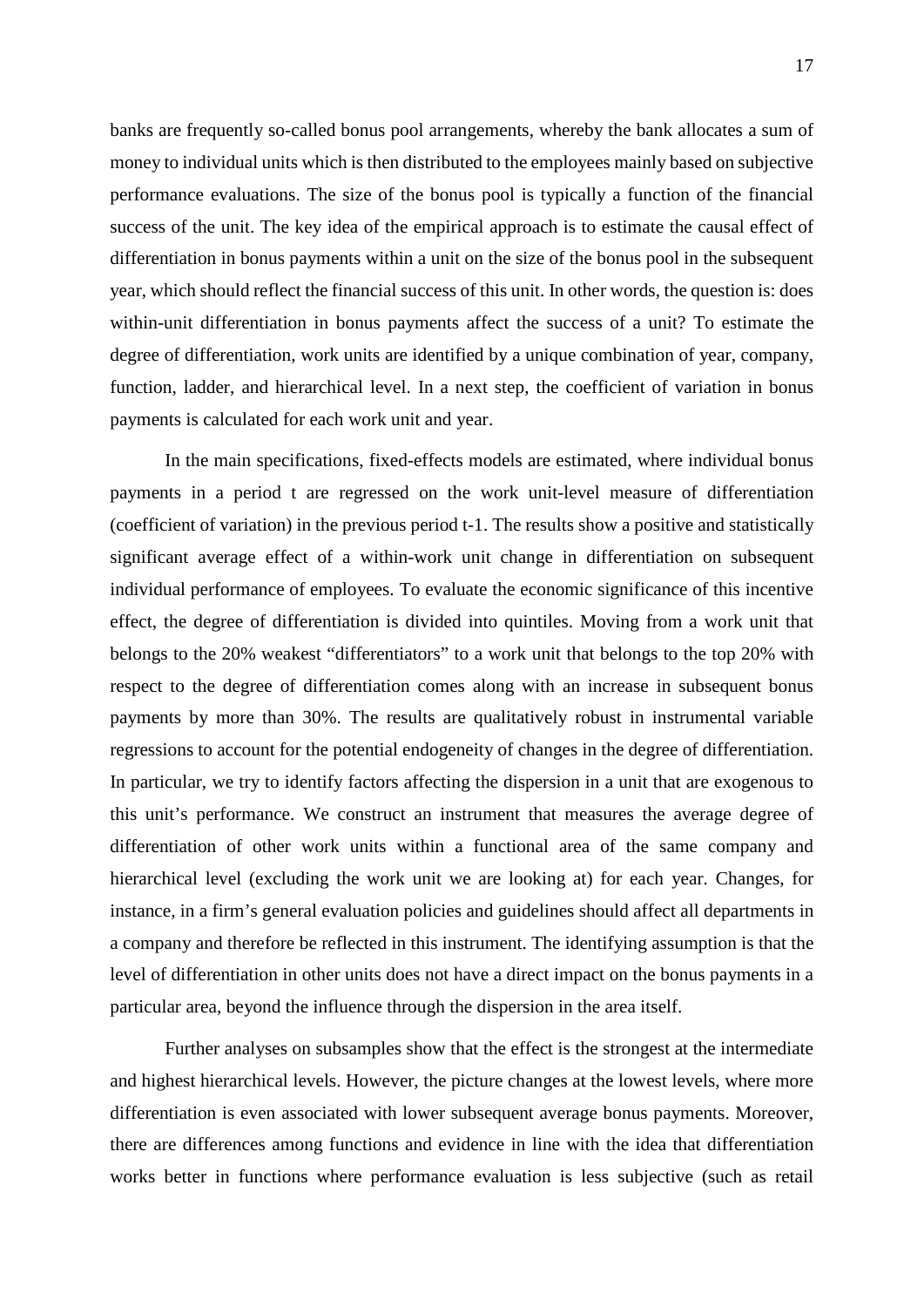banks are frequently so-called bonus pool arrangements, whereby the bank allocates a sum of money to individual units which is then distributed to the employees mainly based on subjective performance evaluations. The size of the bonus pool is typically a function of the financial success of the unit. The key idea of the empirical approach is to estimate the causal effect of differentiation in bonus payments within a unit on the size of the bonus pool in the subsequent year, which should reflect the financial success of this unit. In other words, the question is: does within-unit differentiation in bonus payments affect the success of a unit? To estimate the degree of differentiation, work units are identified by a unique combination of year, company, function, ladder, and hierarchical level. In a next step, the coefficient of variation in bonus payments is calculated for each work unit and year.

In the main specifications, fixed-effects models are estimated, where individual bonus payments in a period t are regressed on the work unit-level measure of differentiation (coefficient of variation) in the previous period t-1. The results show a positive and statistically significant average effect of a within-work unit change in differentiation on subsequent individual performance of employees. To evaluate the economic significance of this incentive effect, the degree of differentiation is divided into quintiles. Moving from a work unit that belongs to the 20% weakest "differentiators" to a work unit that belongs to the top 20% with respect to the degree of differentiation comes along with an increase in subsequent bonus payments by more than 30%. The results are qualitatively robust in instrumental variable regressions to account for the potential endogeneity of changes in the degree of differentiation. In particular, we try to identify factors affecting the dispersion in a unit that are exogenous to this unit's performance. We construct an instrument that measures the average degree of differentiation of other work units within a functional area of the same company and hierarchical level (excluding the work unit we are looking at) for each year. Changes, for instance, in a firm's general evaluation policies and guidelines should affect all departments in a company and therefore be reflected in this instrument. The identifying assumption is that the level of differentiation in other units does not have a direct impact on the bonus payments in a particular area, beyond the influence through the dispersion in the area itself.

Further analyses on subsamples show that the effect is the strongest at the intermediate and highest hierarchical levels. However, the picture changes at the lowest levels, where more differentiation is even associated with lower subsequent average bonus payments. Moreover, there are differences among functions and evidence in line with the idea that differentiation works better in functions where performance evaluation is less subjective (such as retail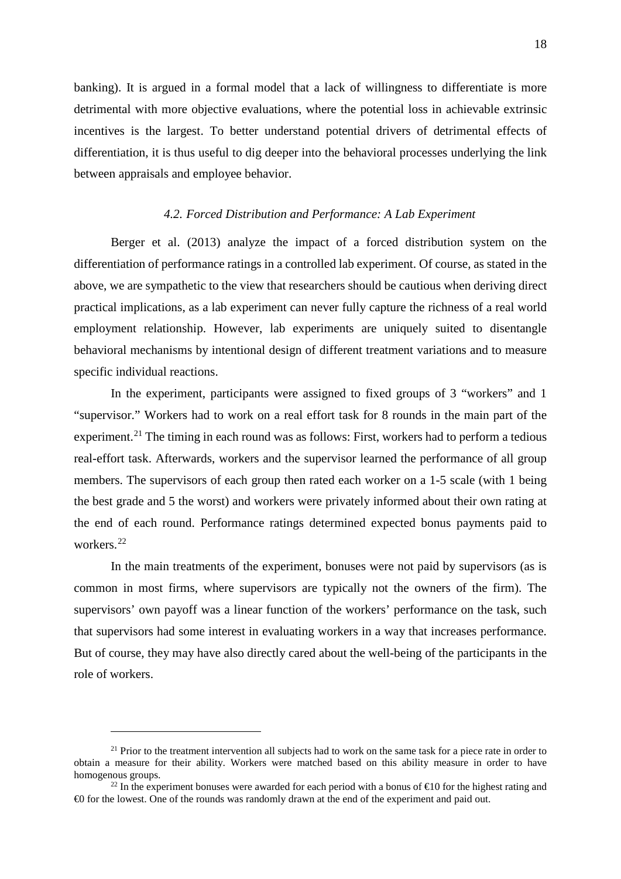banking). It is argued in a formal model that a lack of willingness to differentiate is more detrimental with more objective evaluations, where the potential loss in achievable extrinsic incentives is the largest. To better understand potential drivers of detrimental effects of differentiation, it is thus useful to dig deeper into the behavioral processes underlying the link between appraisals and employee behavior.

### *4.2. Forced Distribution and Performance: A Lab Experiment*

Berger et al. (2013) analyze the impact of a forced distribution system on the differentiation of performance ratings in a controlled lab experiment. Of course, as stated in the above, we are sympathetic to the view that researchers should be cautious when deriving direct practical implications, as a lab experiment can never fully capture the richness of a real world employment relationship. However, lab experiments are uniquely suited to disentangle behavioral mechanisms by intentional design of different treatment variations and to measure specific individual reactions.

In the experiment, participants were assigned to fixed groups of 3 "workers" and 1 "supervisor." Workers had to work on a real effort task for 8 rounds in the main part of the experiment.[21] The timing in each round was as follows: First, workers had to perform a tedious real-effort task. Afterwards, workers and the supervisor learned the performance of all group members. The supervisors of each group then rated each worker on a 1-5 scale (with 1 being the best grade and 5 the worst) and workers were privately informed about their own rating at the end of each round. Performance ratings determined expected bonus payments paid to workers.[22]

In the main treatments of the experiment, bonuses were not paid by supervisors (as is common in most firms, where supervisors are typically not the owners of the firm). The supervisors' own payoff was a linear function of the workers' performance on the task, such that supervisors had some interest in evaluating workers in a way that increases performance. But of course, they may have also directly cared about the well-being of the participants in the role of workers.

---

[21] Prior to the treatment intervention all subjects had to work on the same task for a piece rate in order to obtain a measure for their ability. Workers were matched based on this ability measure in order to have homogenous groups.

[22] In the experiment bonuses were awarded for each period with a bonus of €10 for the highest rating and €0 for the lowest. One of the rounds was randomly drawn at the end of the experiment and paid out.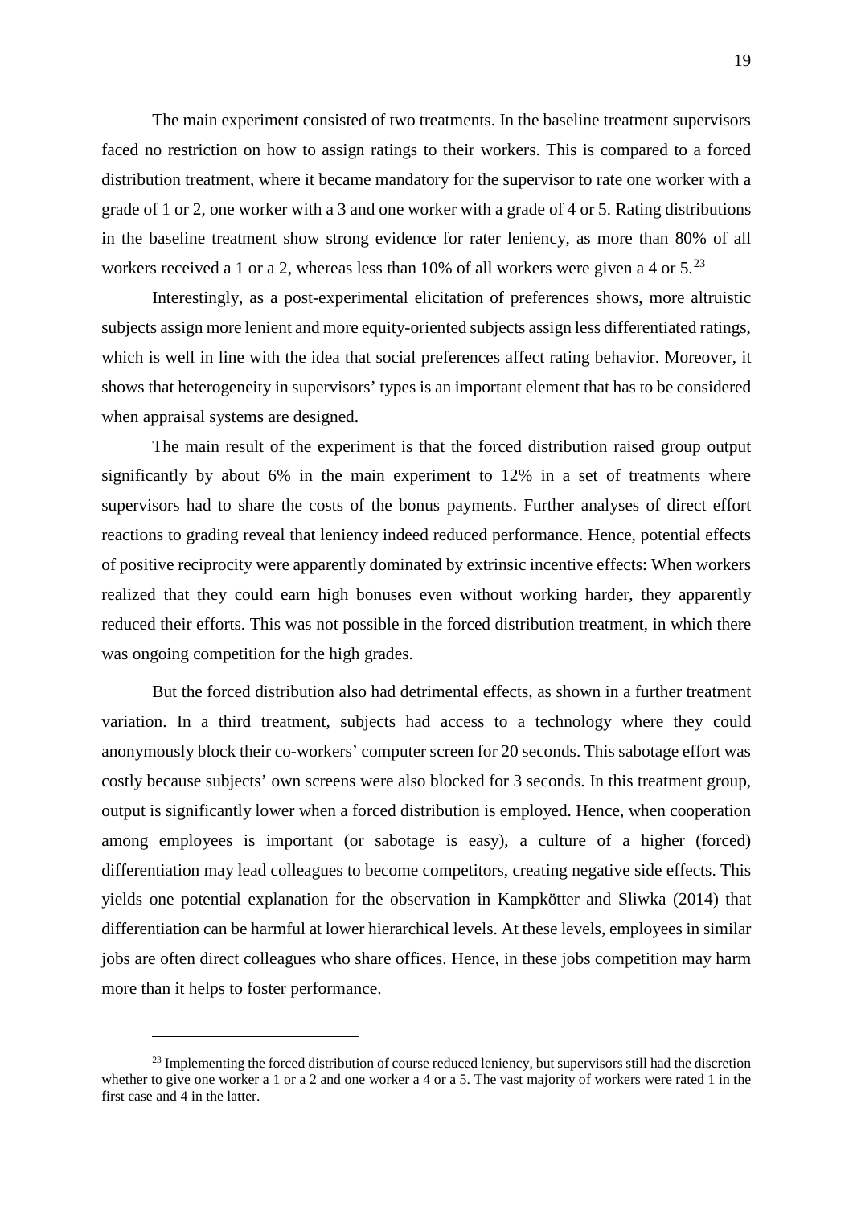The main experiment consisted of two treatments. In the baseline treatment supervisors faced no restriction on how to assign ratings to their workers. This is compared to a forced distribution treatment, where it became mandatory for the supervisor to rate one worker with a grade of 1 or 2, one worker with a 3 and one worker with a grade of 4 or 5. Rating distributions in the baseline treatment show strong evidence for rater leniency, as more than 80% of all workers received a 1 or a 2, whereas less than 10% of all workers were given a 4 or 5.[23]

Interestingly, as a post-experimental elicitation of preferences shows, more altruistic subjects assign more lenient and more equity-oriented subjects assign less differentiated ratings, which is well in line with the idea that social preferences affect rating behavior. Moreover, it shows that heterogeneity in supervisors' types is an important element that has to be considered when appraisal systems are designed.

The main result of the experiment is that the forced distribution raised group output significantly by about 6% in the main experiment to 12% in a set of treatments where supervisors had to share the costs of the bonus payments. Further analyses of direct effort reactions to grading reveal that leniency indeed reduced performance. Hence, potential effects of positive reciprocity were apparently dominated by extrinsic incentive effects: When workers realized that they could earn high bonuses even without working harder, they apparently reduced their efforts. This was not possible in the forced distribution treatment, in which there was ongoing competition for the high grades.

But the forced distribution also had detrimental effects, as shown in a further treatment variation. In a third treatment, subjects had access to a technology where they could anonymously block their co-workers' computer screen for 20 seconds. This sabotage effort was costly because subjects' own screens were also blocked for 3 seconds. In this treatment group, output is significantly lower when a forced distribution is employed. Hence, when cooperation among employees is important (or sabotage is easy), a culture of a higher (forced) differentiation may lead colleagues to become competitors, creating negative side effects. This yields one potential explanation for the observation in Kampkötter and Sliwka (2014) that differentiation can be harmful at lower hierarchical levels. At these levels, employees in similar jobs are often direct colleagues who share offices. Hence, in these jobs competition may harm more than it helps to foster performance.

[23] Implementing the forced distribution of course reduced leniency, but supervisors still had the discretion whether to give one worker a 1 or a 2 and one worker a 4 or a 5. The vast majority of workers were rated 1 in the first case and 4 in the latter.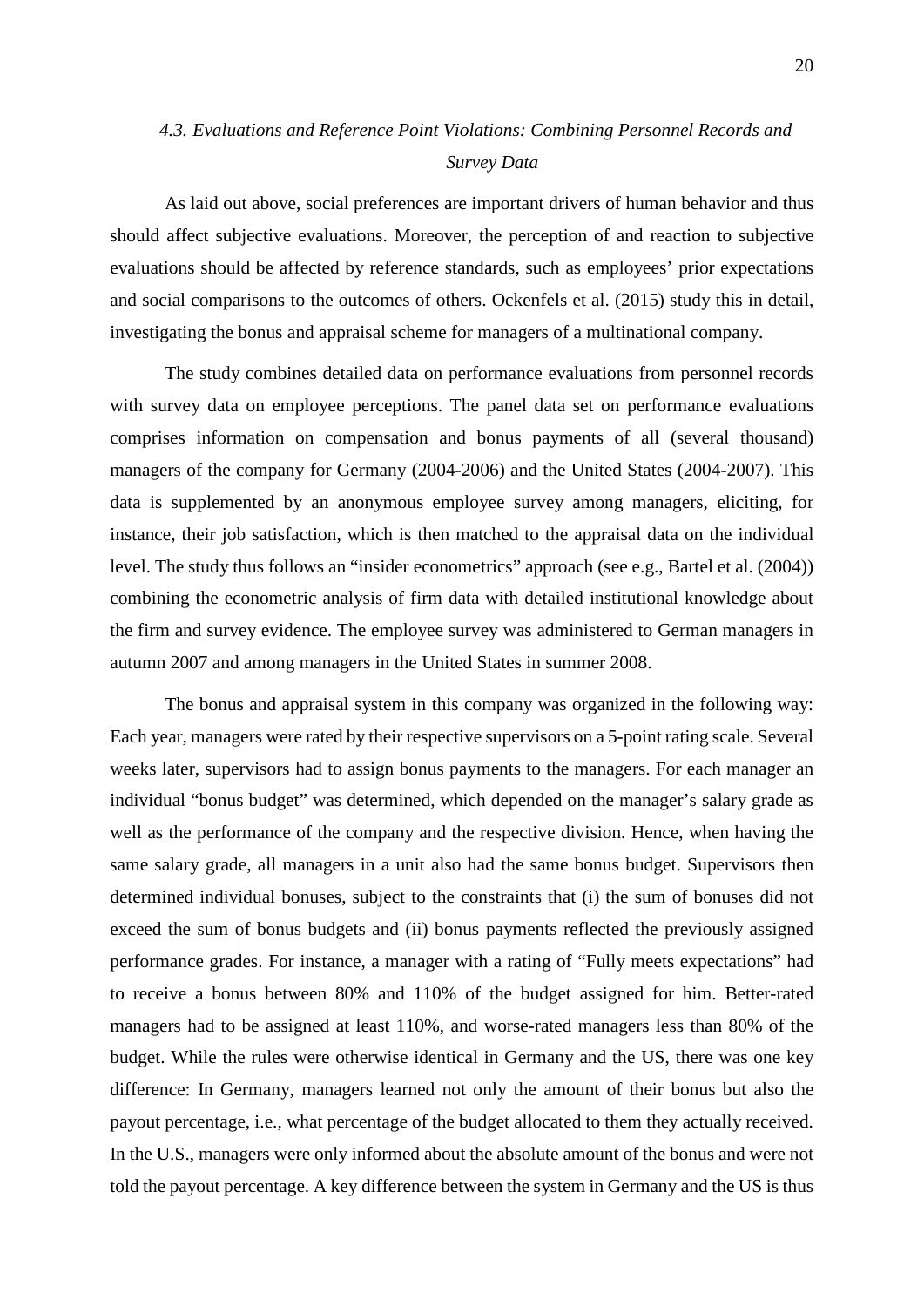### *4.3. Evaluations and Reference Point Violations: Combining Personnel Records and Survey Data*

As laid out above, social preferences are important drivers of human behavior and thus should affect subjective evaluations. Moreover, the perception of and reaction to subjective evaluations should be affected by reference standards, such as employees' prior expectations and social comparisons to the outcomes of others. Ockenfels et al. (2015) study this in detail, investigating the bonus and appraisal scheme for managers of a multinational company.

The study combines detailed data on performance evaluations from personnel records with survey data on employee perceptions. The panel data set on performance evaluations comprises information on compensation and bonus payments of all (several thousand) managers of the company for Germany (2004-2006) and the United States (2004-2007). This data is supplemented by an anonymous employee survey among managers, eliciting, for instance, their job satisfaction, which is then matched to the appraisal data on the individual level. The study thus follows an "insider econometrics" approach (see e.g., Bartel et al. (2004)) combining the econometric analysis of firm data with detailed institutional knowledge about the firm and survey evidence. The employee survey was administered to German managers in autumn 2007 and among managers in the United States in summer 2008.

The bonus and appraisal system in this company was organized in the following way: Each year, managers were rated by their respective supervisors on a 5-point rating scale. Several weeks later, supervisors had to assign bonus payments to the managers. For each manager an individual "bonus budget" was determined, which depended on the manager's salary grade as well as the performance of the company and the respective division. Hence, when having the same salary grade, all managers in a unit also had the same bonus budget. Supervisors then determined individual bonuses, subject to the constraints that (i) the sum of bonuses did not exceed the sum of bonus budgets and (ii) bonus payments reflected the previously assigned performance grades. For instance, a manager with a rating of "Fully meets expectations" had to receive a bonus between 80% and 110% of the budget assigned for him. Better-rated managers had to be assigned at least 110%, and worse-rated managers less than 80% of the budget. While the rules were otherwise identical in Germany and the US, there was one key difference: In Germany, managers learned not only the amount of their bonus but also the payout percentage, i.e., what percentage of the budget allocated to them they actually received. In the U.S., managers were only informed about the absolute amount of the bonus and were not told the payout percentage. A key difference between the system in Germany and the US is thus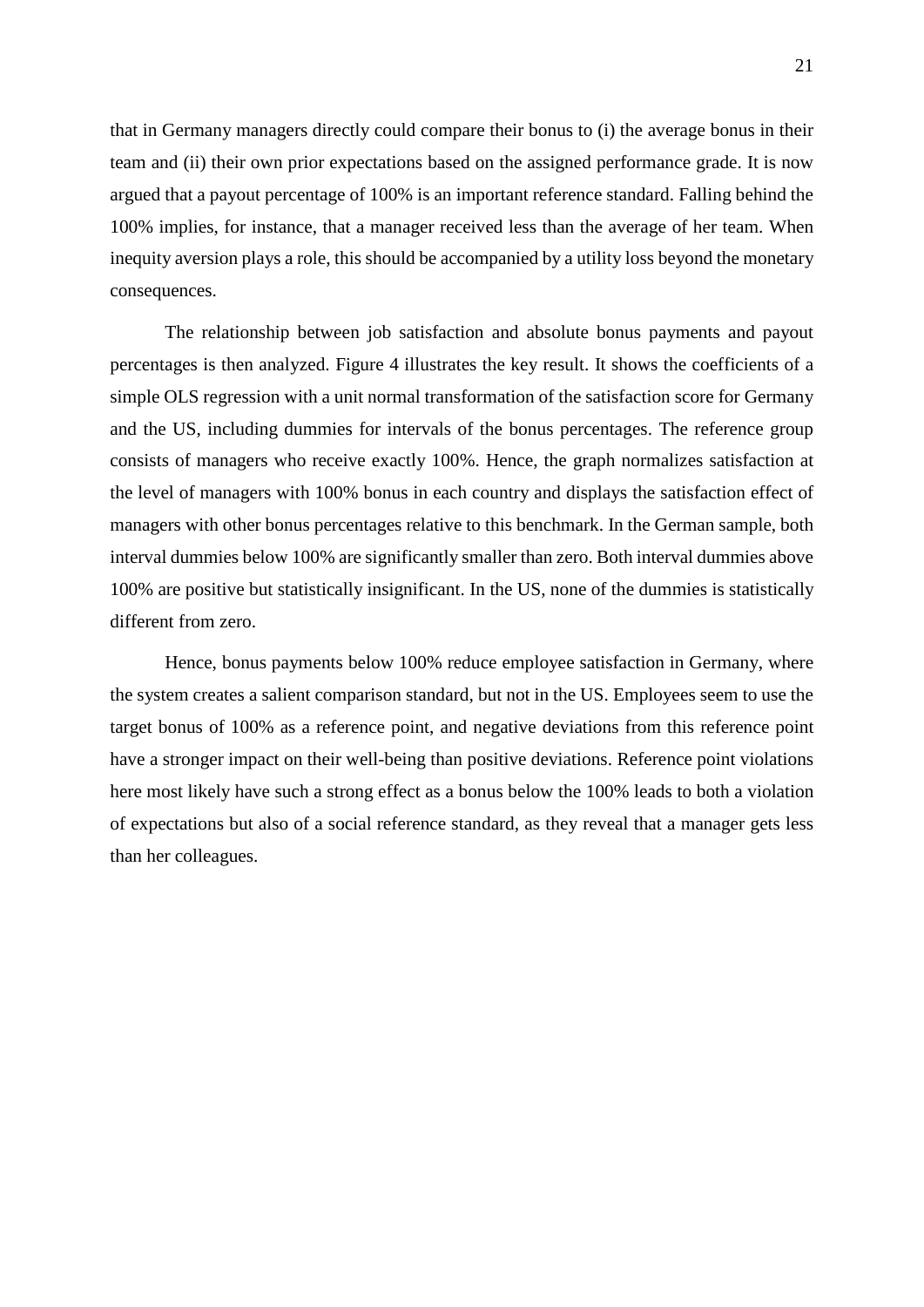that in Germany managers directly could compare their bonus to (i) the average bonus in their team and (ii) their own prior expectations based on the assigned performance grade. It is now argued that a payout percentage of 100% is an important reference standard. Falling behind the 100% implies, for instance, that a manager received less than the average of her team. When inequity aversion plays a role, this should be accompanied by a utility loss beyond the monetary consequences.

The relationship between job satisfaction and absolute bonus payments and payout percentages is then analyzed. Figure 4 illustrates the key result. It shows the coefficients of a simple OLS regression with a unit normal transformation of the satisfaction score for Germany and the US, including dummies for intervals of the bonus percentages. The reference group consists of managers who receive exactly 100%. Hence, the graph normalizes satisfaction at the level of managers with 100% bonus in each country and displays the satisfaction effect of managers with other bonus percentages relative to this benchmark. In the German sample, both interval dummies below 100% are significantly smaller than zero. Both interval dummies above 100% are positive but statistically insignificant. In the US, none of the dummies is statistically different from zero.

Hence, bonus payments below 100% reduce employee satisfaction in Germany, where the system creates a salient comparison standard, but not in the US. Employees seem to use the target bonus of 100% as a reference point, and negative deviations from this reference point have a stronger impact on their well-being than positive deviations. Reference point violations here most likely have such a strong effect as a bonus below the 100% leads to both a violation of expectations but also of a social reference standard, as they reveal that a manager gets less than her colleagues.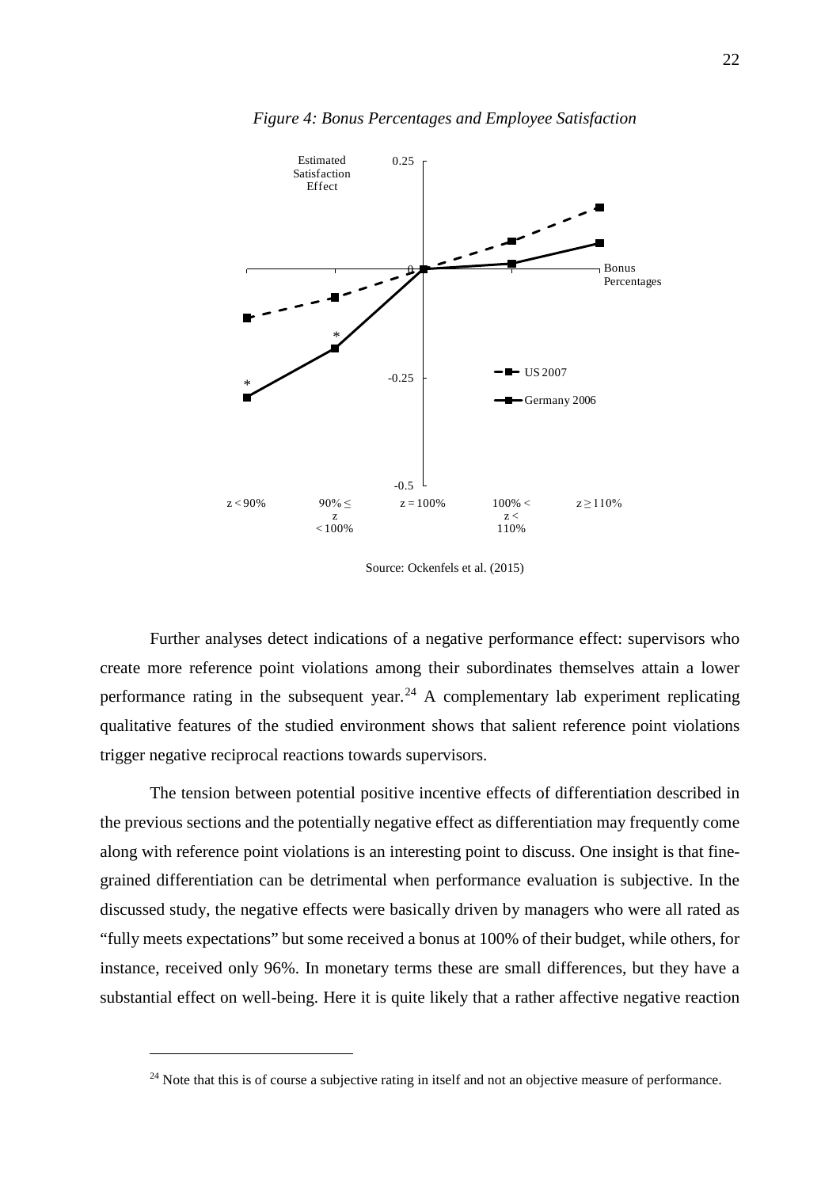*Figure 4: Bonus Percentages and Employee Satisfaction*

Source: Ockenfels et al. (2015)

Further analyses detect indications of a negative performance effect: supervisors who create more reference point violations among their subordinates themselves attain a lower performance rating in the subsequent year.[24] A complementary lab experiment replicating qualitative features of the studied environment shows that salient reference point violations trigger negative reciprocal reactions towards supervisors.

The tension between potential positive incentive effects of differentiation described in the previous sections and the potentially negative effect as differentiation may frequently come along with reference point violations is an interesting point to discuss. One insight is that fine-grained differentiation can be detrimental when performance evaluation is subjective. In the discussed study, the negative effects were basically driven by managers who were all rated as "fully meets expectations" but some received a bonus at 100% of their budget, while others, for instance, received only 96%. In monetary terms these are small differences, but they have a substantial effect on well-being. Here it is quite likely that a rather affective negative reaction

[24] Note that this is of course a subjective rating in itself and not an objective measure of performance.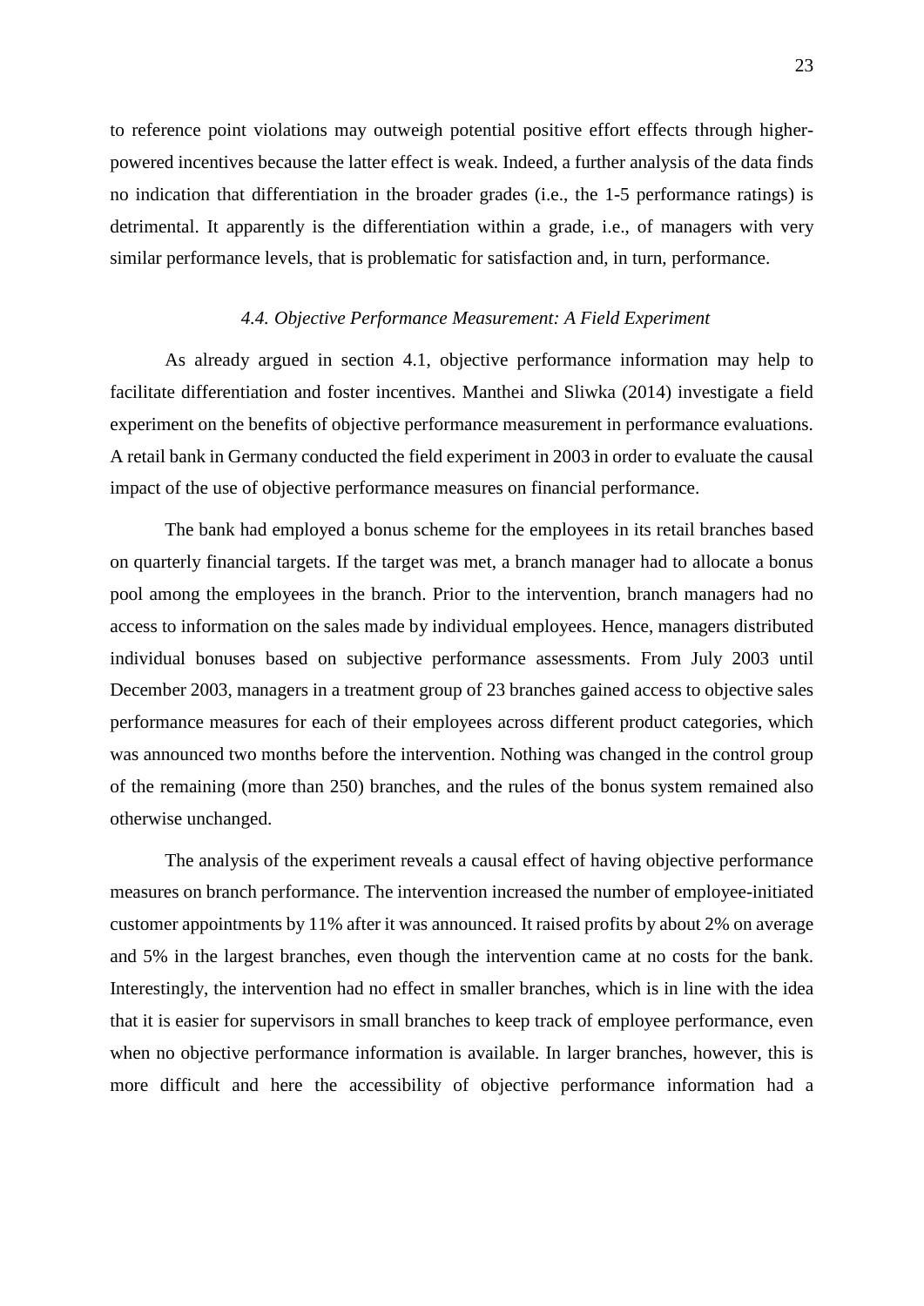to reference point violations may outweigh potential positive effort effects through higher-powered incentives because the latter effect is weak. Indeed, a further analysis of the data finds no indication that differentiation in the broader grades (i.e., the 1-5 performance ratings) is detrimental. It apparently is the differentiation within a grade, i.e., of managers with very similar performance levels, that is problematic for satisfaction and, in turn, performance.

### *4.4. Objective Performance Measurement: A Field Experiment*

As already argued in section 4.1, objective performance information may help to facilitate differentiation and foster incentives. Manthei and Sliwka (2014) investigate a field experiment on the benefits of objective performance measurement in performance evaluations. A retail bank in Germany conducted the field experiment in 2003 in order to evaluate the causal impact of the use of objective performance measures on financial performance.

The bank had employed a bonus scheme for the employees in its retail branches based on quarterly financial targets. If the target was met, a branch manager had to allocate a bonus pool among the employees in the branch. Prior to the intervention, branch managers had no access to information on the sales made by individual employees. Hence, managers distributed individual bonuses based on subjective performance assessments. From July 2003 until December 2003, managers in a treatment group of 23 branches gained access to objective sales performance measures for each of their employees across different product categories, which was announced two months before the intervention. Nothing was changed in the control group of the remaining (more than 250) branches, and the rules of the bonus system remained also otherwise unchanged.

The analysis of the experiment reveals a causal effect of having objective performance measures on branch performance. The intervention increased the number of employee-initiated customer appointments by 11% after it was announced. It raised profits by about 2% on average and 5% in the largest branches, even though the intervention came at no costs for the bank. Interestingly, the intervention had no effect in smaller branches, which is in line with the idea that it is easier for supervisors in small branches to keep track of employee performance, even when no objective performance information is available. In larger branches, however, this is more difficult and here the accessibility of objective performance information had a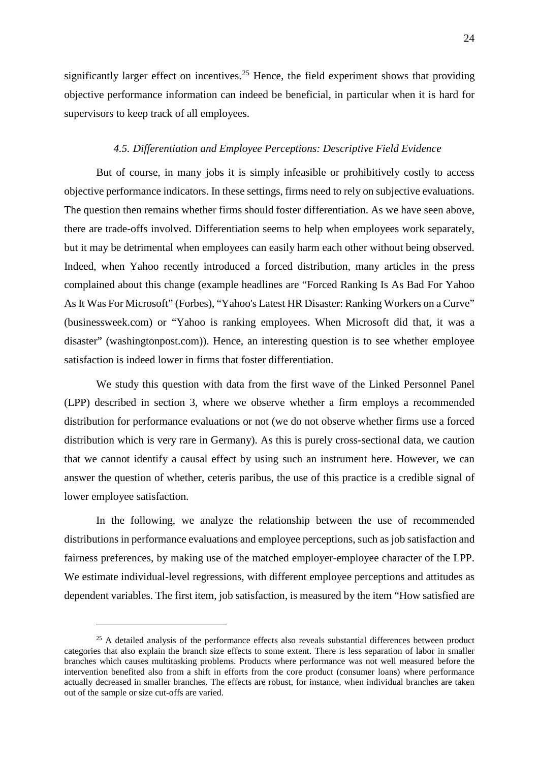significantly larger effect on incentives.[25] Hence, the field experiment shows that providing objective performance information can indeed be beneficial, in particular when it is hard for supervisors to keep track of all employees.

### *4.5. Differentiation and Employee Perceptions: Descriptive Field Evidence*

But of course, in many jobs it is simply infeasible or prohibitively costly to access objective performance indicators. In these settings, firms need to rely on subjective evaluations. The question then remains whether firms should foster differentiation. As we have seen above, there are trade-offs involved. Differentiation seems to help when employees work separately, but it may be detrimental when employees can easily harm each other without being observed. Indeed, when Yahoo recently introduced a forced distribution, many articles in the press complained about this change (example headlines are "Forced Ranking Is As Bad For Yahoo As It Was For Microsoft" (Forbes), "Yahoo's Latest HR Disaster: Ranking Workers on a Curve" (businessweek.com) or "Yahoo is ranking employees. When Microsoft did that, it was a disaster" (washingtonpost.com)). Hence, an interesting question is to see whether employee satisfaction is indeed lower in firms that foster differentiation.

We study this question with data from the first wave of the Linked Personnel Panel (LPP) described in section 3, where we observe whether a firm employs a recommended distribution for performance evaluations or not (we do not observe whether firms use a forced distribution which is very rare in Germany). As this is purely cross-sectional data, we caution that we cannot identify a causal effect by using such an instrument here. However, we can answer the question of whether, ceteris paribus, the use of this practice is a credible signal of lower employee satisfaction.

In the following, we analyze the relationship between the use of recommended distributions in performance evaluations and employee perceptions, such as job satisfaction and fairness preferences, by making use of the matched employer-employee character of the LPP. We estimate individual-level regressions, with different employee perceptions and attitudes as dependent variables. The first item, job satisfaction, is measured by the item "How satisfied are

---

[25] A detailed analysis of the performance effects also reveals substantial differences between product categories that also explain the branch size effects to some extent. There is less separation of labor in smaller branches which causes multitasking problems. Products where performance was not well measured before the intervention benefited also from a shift in efforts from the core product (consumer loans) where performance actually decreased in smaller branches. The effects are robust, for instance, when individual branches are taken out of the sample or size cut-offs are varied.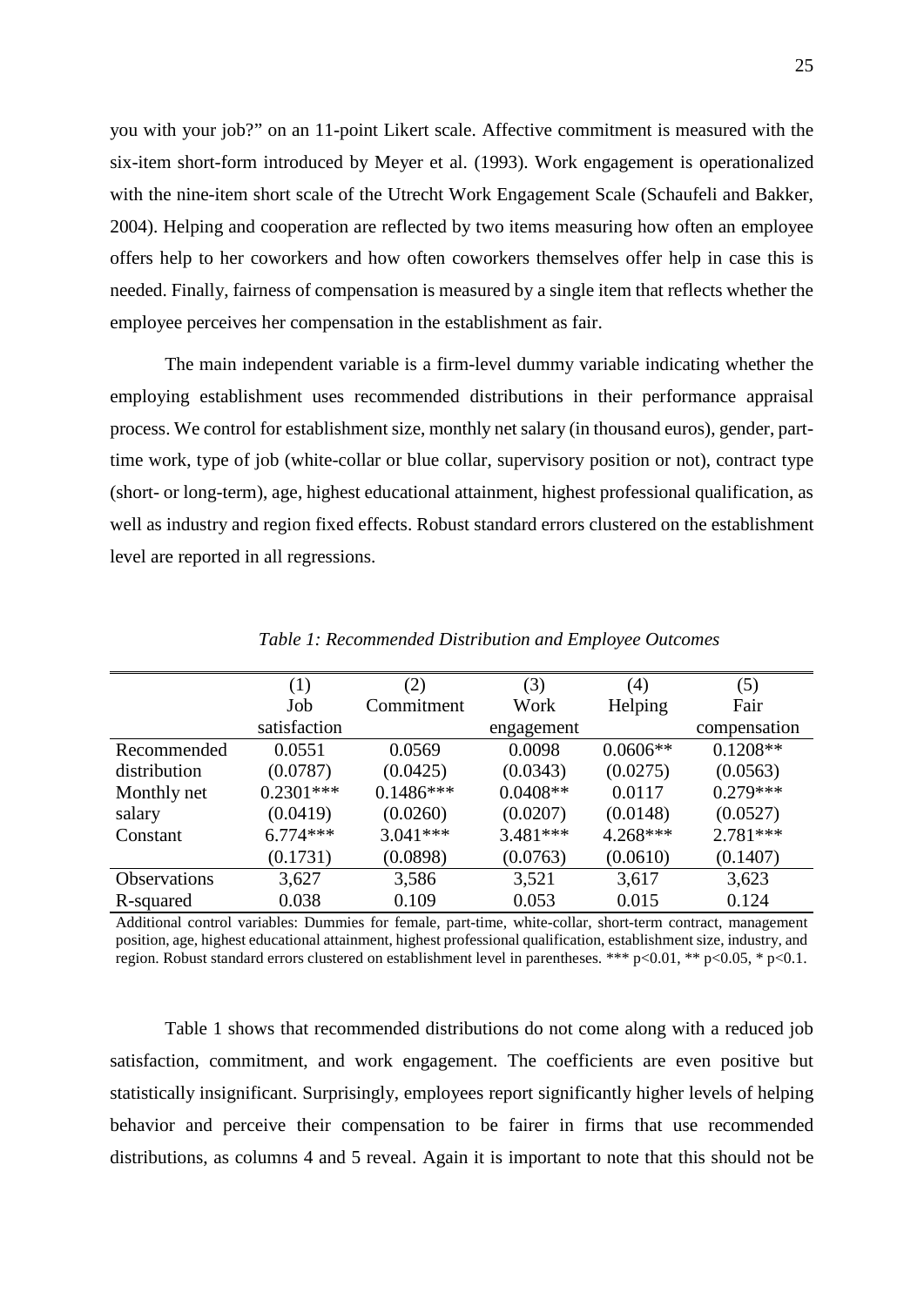you with your job?" on an 11-point Likert scale. Affective commitment is measured with the six-item short-form introduced by Meyer et al. (1993). Work engagement is operationalized with the nine-item short scale of the Utrecht Work Engagement Scale (Schaufeli and Bakker, 2004). Helping and cooperation are reflected by two items measuring how often an employee offers help to her coworkers and how often coworkers themselves offer help in case this is needed. Finally, fairness of compensation is measured by a single item that reflects whether the employee perceives her compensation in the establishment as fair.

The main independent variable is a firm-level dummy variable indicating whether the employing establishment uses recommended distributions in their performance appraisal process. We control for establishment size, monthly net salary (in thousand euros), gender, part-time work, type of job (white-collar or blue collar, supervisory position or not), contract type (short- or long-term), age, highest educational attainment, highest professional qualification, as well as industry and region fixed effects. Robust standard errors clustered on the establishment level are reported in all regressions.

*Table 1: Recommended Distribution and Employee Outcomes*

| | (1) Job satisfaction | (2) Commitment | (3) Work engagement | (4) Helping | (5) Fair compensation |
|---|---|---|---|---|---|
| Recommended distribution | 0.0551 | 0.0569 | 0.0098 | 0.0606** | 0.1208** |
| | (0.0787) | (0.0425) | (0.0343) | (0.0275) | (0.0563) |
| Monthly net salary | 0.2301*** | 0.1486*** | 0.0408** | 0.0117 | 0.279*** |
| | (0.0419) | (0.0260) | (0.0207) | (0.0148) | (0.0527) |
| Constant | 6.774*** | 3.041*** | 3.481*** | 4.268*** | 2.781*** |
| | (0.1731) | (0.0898) | (0.0763) | (0.0610) | (0.1407) |
| Observations | 3,627 | 3,586 | 3,521 | 3,617 | 3,623 |
| R-squared | 0.038 | 0.109 | 0.053 | 0.015 | 0.124 |

Additional control variables: Dummies for female, part-time, white-collar, short-term contract, management position, age, highest educational attainment, highest professional qualification, establishment size, industry, and region. Robust standard errors clustered on establishment level in parentheses. *** p<0.01, ** p<0.05, * p<0.1.

Table 1 shows that recommended distributions do not come along with a reduced job satisfaction, commitment, and work engagement. The coefficients are even positive but statistically insignificant. Surprisingly, employees report significantly higher levels of helping behavior and perceive their compensation to be fairer in firms that use recommended distributions, as columns 4 and 5 reveal. Again it is important to note that this should not be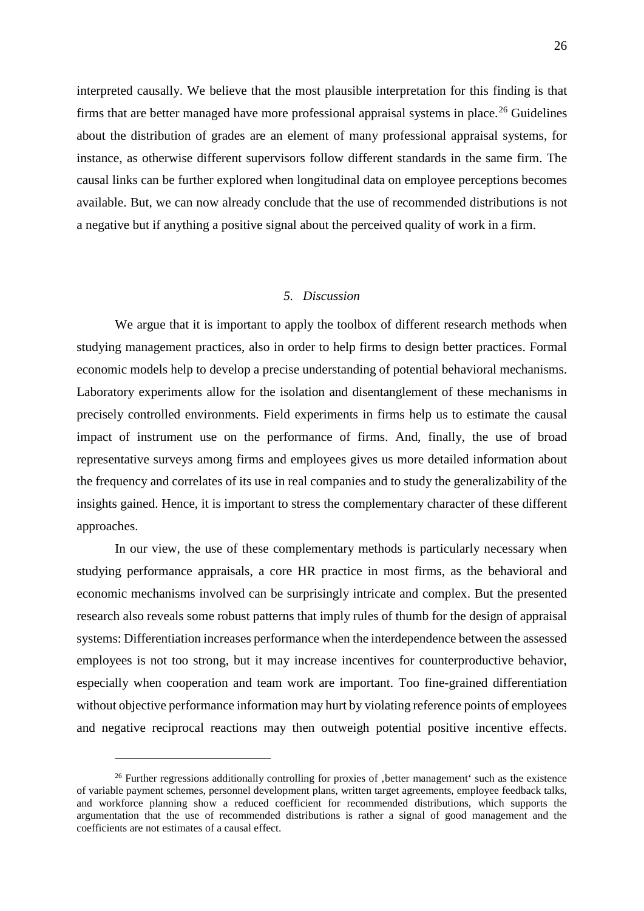interpreted causally. We believe that the most plausible interpretation for this finding is that firms that are better managed have more professional appraisal systems in place.[26] Guidelines about the distribution of grades are an element of many professional appraisal systems, for instance, as otherwise different supervisors follow different standards in the same firm. The causal links can be further explored when longitudinal data on employee perceptions becomes available. But, we can now already conclude that the use of recommended distributions is not a negative but if anything a positive signal about the perceived quality of work in a firm.

## *5. Discussion*

We argue that it is important to apply the toolbox of different research methods when studying management practices, also in order to help firms to design better practices. Formal economic models help to develop a precise understanding of potential behavioral mechanisms. Laboratory experiments allow for the isolation and disentanglement of these mechanisms in precisely controlled environments. Field experiments in firms help us to estimate the causal impact of instrument use on the performance of firms. And, finally, the use of broad representative surveys among firms and employees gives us more detailed information about the frequency and correlates of its use in real companies and to study the generalizability of the insights gained. Hence, it is important to stress the complementary character of these different approaches.

In our view, the use of these complementary methods is particularly necessary when studying performance appraisals, a core HR practice in most firms, as the behavioral and economic mechanisms involved can be surprisingly intricate and complex. But the presented research also reveals some robust patterns that imply rules of thumb for the design of appraisal systems: Differentiation increases performance when the interdependence between the assessed employees is not too strong, but it may increase incentives for counterproductive behavior, especially when cooperation and team work are important. Too fine-grained differentiation without objective performance information may hurt by violating reference points of employees and negative reciprocal reactions may then outweigh potential positive incentive effects.

[26] Further regressions additionally controlling for proxies of ‚better management‘ such as the existence of variable payment schemes, personnel development plans, written target agreements, employee feedback talks, and workforce planning show a reduced coefficient for recommended distributions, which supports the argumentation that the use of recommended distributions is rather a signal of good management and the coefficients are not estimates of a causal effect.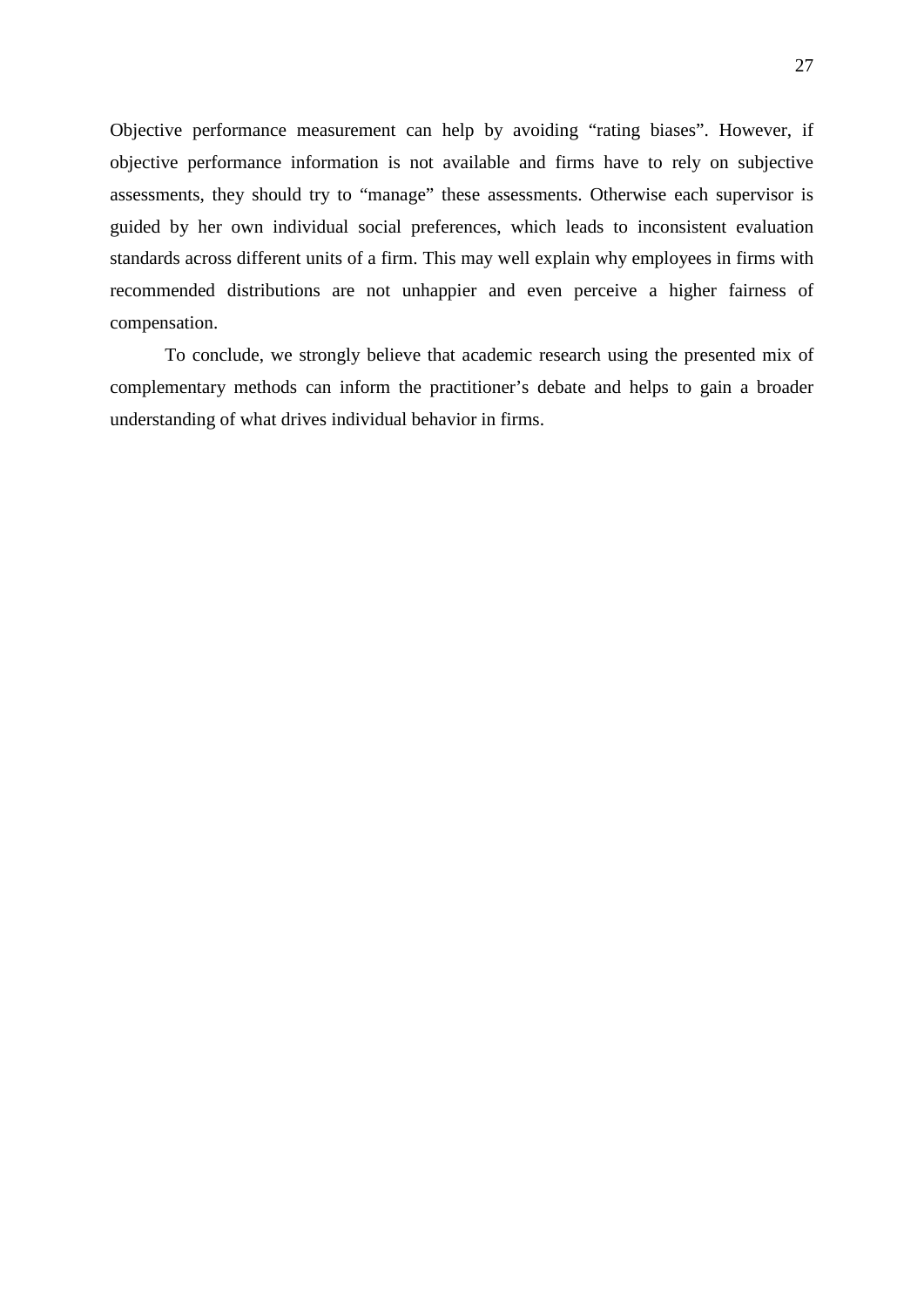Objective performance measurement can help by avoiding “rating biases”. However, if objective performance information is not available and firms have to rely on subjective assessments, they should try to “manage” these assessments. Otherwise each supervisor is guided by her own individual social preferences, which leads to inconsistent evaluation standards across different units of a firm. This may well explain why employees in firms with recommended distributions are not unhappier and even perceive a higher fairness of compensation.

To conclude, we strongly believe that academic research using the presented mix of complementary methods can inform the practitioner’s debate and helps to gain a broader understanding of what drives individual behavior in firms.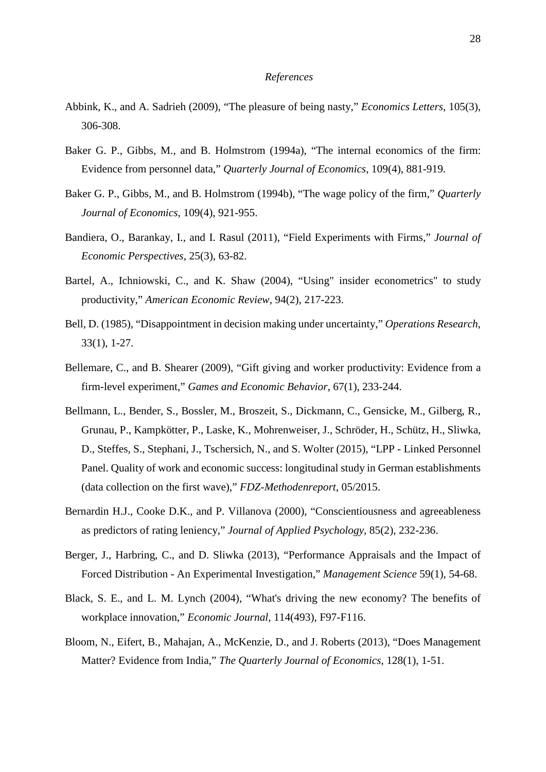*References*

Abbink, K., and A. Sadrieh (2009), "The pleasure of being nasty," *Economics Letters*, 105(3), 306-308.

Baker G. P., Gibbs, M., and B. Holmstrom (1994a), "The internal economics of the firm: Evidence from personnel data," *Quarterly Journal of Economics*, 109(4), 881-919.

Baker G. P., Gibbs, M., and B. Holmstrom (1994b), "The wage policy of the firm," *Quarterly Journal of Economics*, 109(4), 921-955.

Bandiera, O., Barankay, I., and I. Rasul (2011), "Field Experiments with Firms," *Journal of Economic Perspectives*, 25(3), 63-82.

Bartel, A., Ichniowski, C., and K. Shaw (2004), "Using" insider econometrics" to study productivity," *American Economic Review*, 94(2), 217-223.

Bell, D. (1985), "Disappointment in decision making under uncertainty," *Operations Research*, 33(1), 1-27.

Bellemare, C., and B. Shearer (2009), "Gift giving and worker productivity: Evidence from a firm-level experiment," *Games and Economic Behavior*, 67(1), 233-244.

Bellmann, L., Bender, S., Bossler, M., Broszeit, S., Dickmann, C., Gensicke, M., Gilberg, R., Grunau, P., Kampkötter, P., Laske, K., Mohrenweiser, J., Schröder, H., Schütz, H., Sliwka, D., Steffes, S., Stephani, J., Tschersich, N., and S. Wolter (2015), "LPP - Linked Personnel Panel. Quality of work and economic success: longitudinal study in German establishments (data collection on the first wave)," *FDZ-Methodenreport*, 05/2015.

Bernardin H.J., Cooke D.K., and P. Villanova (2000), "Conscientiousness and agreeableness as predictors of rating leniency," *Journal of Applied Psychology*, 85(2), 232-236.

Berger, J., Harbring, C., and D. Sliwka (2013), "Performance Appraisals and the Impact of Forced Distribution - An Experimental Investigation," *Management Science* 59(1), 54-68.

Black, S. E., and L. M. Lynch (2004), "What's driving the new economy? The benefits of workplace innovation," *Economic Journal*, 114(493), F97-F116.

Bloom, N., Eifert, B., Mahajan, A., McKenzie, D., and J. Roberts (2013), "Does Management Matter? Evidence from India," *The Quarterly Journal of Economics*, 128(1), 1-51.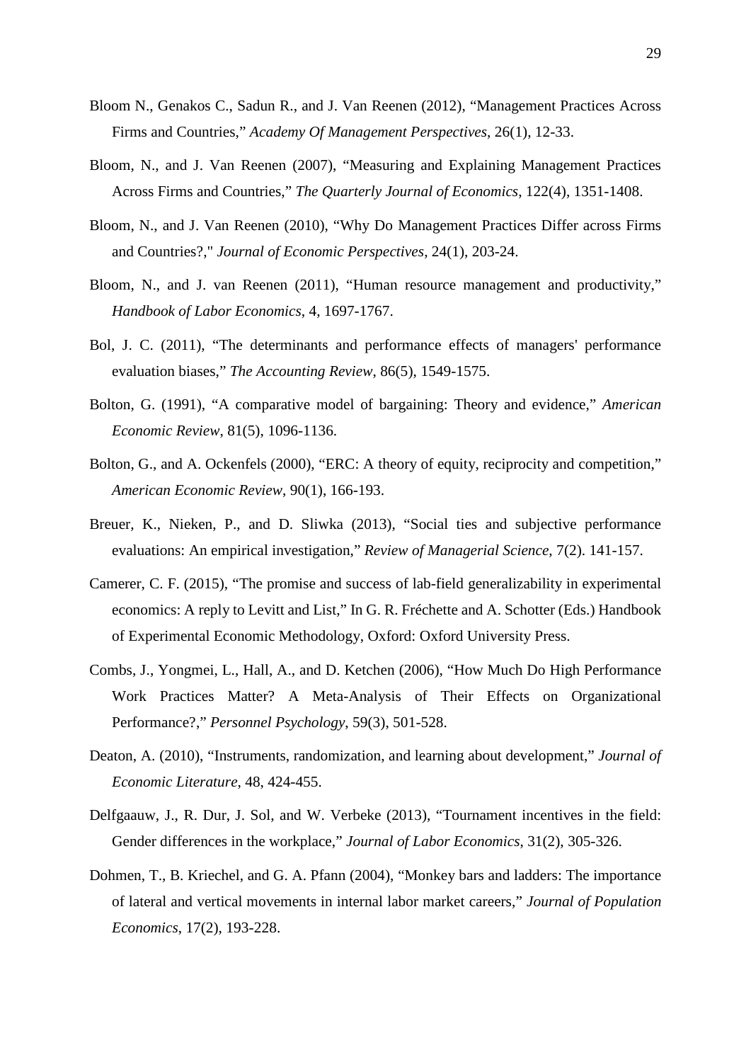Bloom N., Genakos C., Sadun R., and J. Van Reenen (2012), "Management Practices Across Firms and Countries," *Academy Of Management Perspectives*, 26(1), 12-33.

Bloom, N., and J. Van Reenen (2007), "Measuring and Explaining Management Practices Across Firms and Countries," *The Quarterly Journal of Economics*, 122(4), 1351-1408.

Bloom, N., and J. Van Reenen (2010), "Why Do Management Practices Differ across Firms and Countries?," *Journal of Economic Perspectives*, 24(1), 203-24.

Bloom, N., and J. van Reenen (2011), "Human resource management and productivity," *Handbook of Labor Economics*, 4, 1697-1767.

Bol, J. C. (2011), "The determinants and performance effects of managers' performance evaluation biases," *The Accounting Review*, 86(5), 1549-1575.

Bolton, G. (1991), "A comparative model of bargaining: Theory and evidence," *American Economic Review*, 81(5), 1096-1136.

Bolton, G., and A. Ockenfels (2000), "ERC: A theory of equity, reciprocity and competition," *American Economic Review*, 90(1), 166-193.

Breuer, K., Nieken, P., and D. Sliwka (2013), "Social ties and subjective performance evaluations: An empirical investigation," *Review of Managerial Science*, 7(2). 141-157.

Camerer, C. F. (2015), "The promise and success of lab-field generalizability in experimental economics: A reply to Levitt and List," In G. R. Fréchette and A. Schotter (Eds.) Handbook of Experimental Economic Methodology, Oxford: Oxford University Press.

Combs, J., Yongmei, L., Hall, A., and D. Ketchen (2006), "How Much Do High Performance Work Practices Matter? A Meta-Analysis of Their Effects on Organizational Performance?," *Personnel Psychology*, 59(3), 501-528.

Deaton, A. (2010), "Instruments, randomization, and learning about development," *Journal of Economic Literature*, 48, 424-455.

Delfgaauw, J., R. Dur, J. Sol, and W. Verbeke (2013), "Tournament incentives in the field: Gender differences in the workplace," *Journal of Labor Economics*, 31(2), 305-326.

Dohmen, T., B. Kriechel, and G. A. Pfann (2004), "Monkey bars and ladders: The importance of lateral and vertical movements in internal labor market careers," *Journal of Population Economics*, 17(2), 193-228.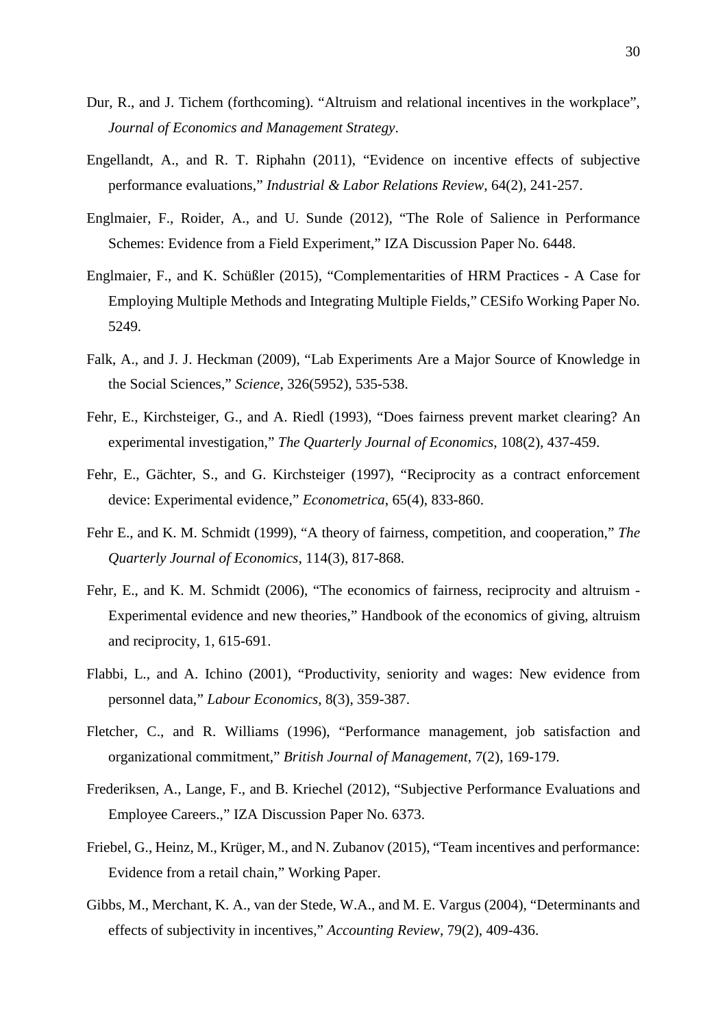Dur, R., and J. Tichem (forthcoming). "Altruism and relational incentives in the workplace", *Journal of Economics and Management Strategy*.

Engellandt, A., and R. T. Riphahn (2011), "Evidence on incentive effects of subjective performance evaluations," *Industrial & Labor Relations Review*, 64(2), 241-257.

Englmaier, F., Roider, A., and U. Sunde (2012), "The Role of Salience in Performance Schemes: Evidence from a Field Experiment," IZA Discussion Paper No. 6448.

Englmaier, F., and K. Schüßler (2015), "Complementarities of HRM Practices - A Case for Employing Multiple Methods and Integrating Multiple Fields," CESifo Working Paper No. 5249.

Falk, A., and J. J. Heckman (2009), "Lab Experiments Are a Major Source of Knowledge in the Social Sciences," *Science*, 326(5952), 535-538.

Fehr, E., Kirchsteiger, G., and A. Riedl (1993), "Does fairness prevent market clearing? An experimental investigation," *The Quarterly Journal of Economics*, 108(2), 437-459.

Fehr, E., Gächter, S., and G. Kirchsteiger (1997), "Reciprocity as a contract enforcement device: Experimental evidence," *Econometrica*, 65(4), 833-860.

Fehr E., and K. M. Schmidt (1999), "A theory of fairness, competition, and cooperation," *The Quarterly Journal of Economics*, 114(3), 817-868.

Fehr, E., and K. M. Schmidt (2006), "The economics of fairness, reciprocity and altruism - Experimental evidence and new theories," Handbook of the economics of giving, altruism and reciprocity, 1, 615-691.

Flabbi, L., and A. Ichino (2001), "Productivity, seniority and wages: New evidence from personnel data," *Labour Economics*, 8(3), 359-387.

Fletcher, C., and R. Williams (1996), "Performance management, job satisfaction and organizational commitment," *British Journal of Management*, 7(2), 169-179.

Frederiksen, A., Lange, F., and B. Kriechel (2012), "Subjective Performance Evaluations and Employee Careers.," IZA Discussion Paper No. 6373.

Friebel, G., Heinz, M., Krüger, M., and N. Zubanov (2015), "Team incentives and performance: Evidence from a retail chain," Working Paper.

Gibbs, M., Merchant, K. A., van der Stede, W.A., and M. E. Vargus (2004), "Determinants and effects of subjectivity in incentives," *Accounting Review*, 79(2), 409-436.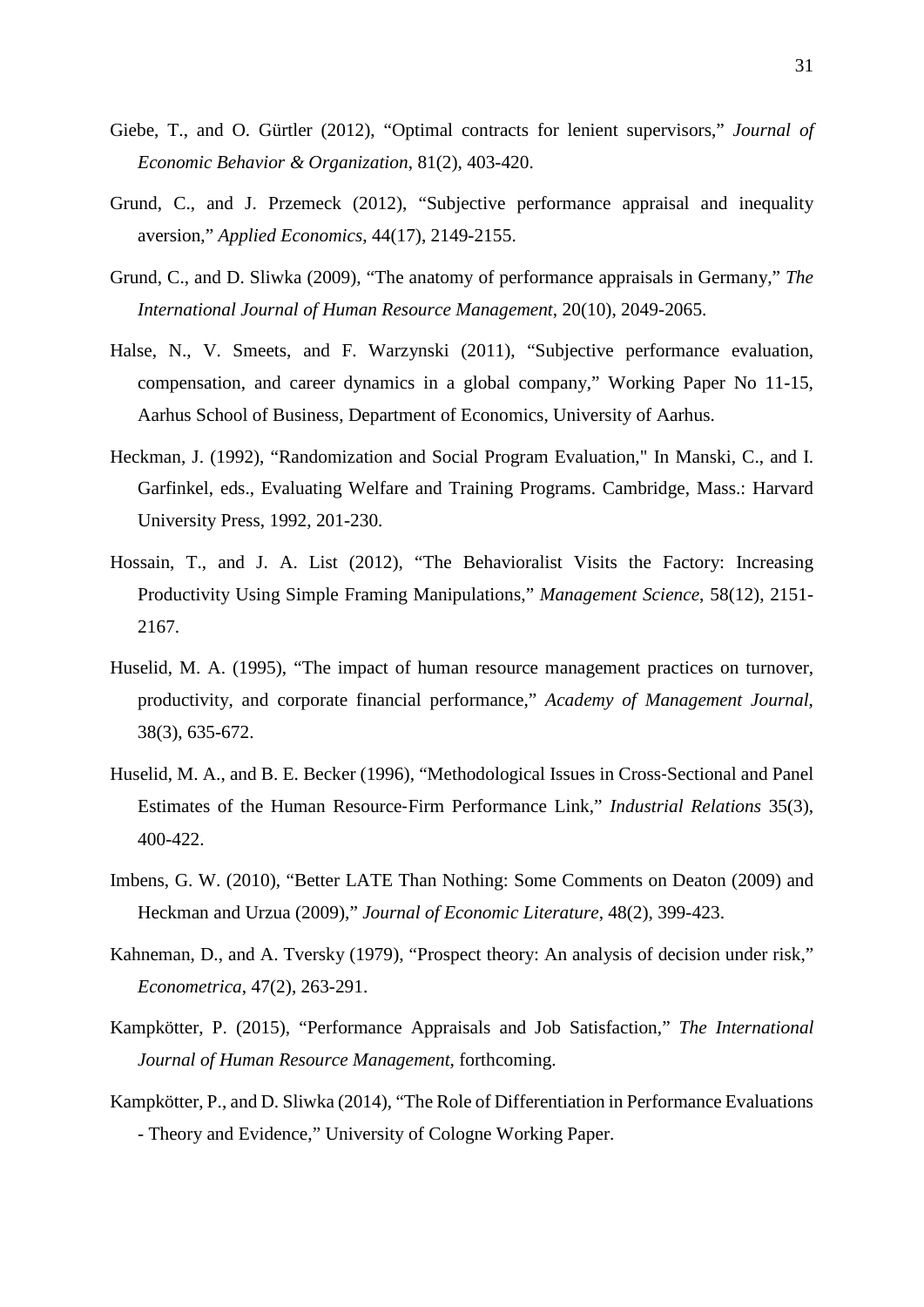Giebe, T., and O. Gürtler (2012), "Optimal contracts for lenient supervisors," *Journal of Economic Behavior & Organization*, 81(2), 403-420.

Grund, C., and J. Przemeck (2012), "Subjective performance appraisal and inequality aversion," *Applied Economics*, 44(17), 2149-2155.

Grund, C., and D. Sliwka (2009), "The anatomy of performance appraisals in Germany," *The International Journal of Human Resource Management*, 20(10), 2049-2065.

Halse, N., V. Smeets, and F. Warzynski (2011), "Subjective performance evaluation, compensation, and career dynamics in a global company," Working Paper No 11-15, Aarhus School of Business, Department of Economics, University of Aarhus.

Heckman, J. (1992), "Randomization and Social Program Evaluation," In Manski, C., and I. Garfinkel, eds., Evaluating Welfare and Training Programs. Cambridge, Mass.: Harvard University Press, 1992, 201-230.

Hossain, T., and J. A. List (2012), "The Behavioralist Visits the Factory: Increasing Productivity Using Simple Framing Manipulations," *Management Science*, 58(12), 2151-2167.

Huselid, M. A. (1995), "The impact of human resource management practices on turnover, productivity, and corporate financial performance," *Academy of Management Journal*, 38(3), 635-672.

Huselid, M. A., and B. E. Becker (1996), "Methodological Issues in Cross-Sectional and Panel Estimates of the Human Resource-Firm Performance Link," *Industrial Relations* 35(3), 400-422.

Imbens, G. W. (2010), "Better LATE Than Nothing: Some Comments on Deaton (2009) and Heckman and Urzua (2009)," *Journal of Economic Literature*, 48(2), 399-423.

Kahneman, D., and A. Tversky (1979), "Prospect theory: An analysis of decision under risk," *Econometrica*, 47(2), 263-291.

Kampkötter, P. (2015), "Performance Appraisals and Job Satisfaction," *The International Journal of Human Resource Management*, forthcoming.

Kampkötter, P., and D. Sliwka (2014), "The Role of Differentiation in Performance Evaluations - Theory and Evidence," University of Cologne Working Paper.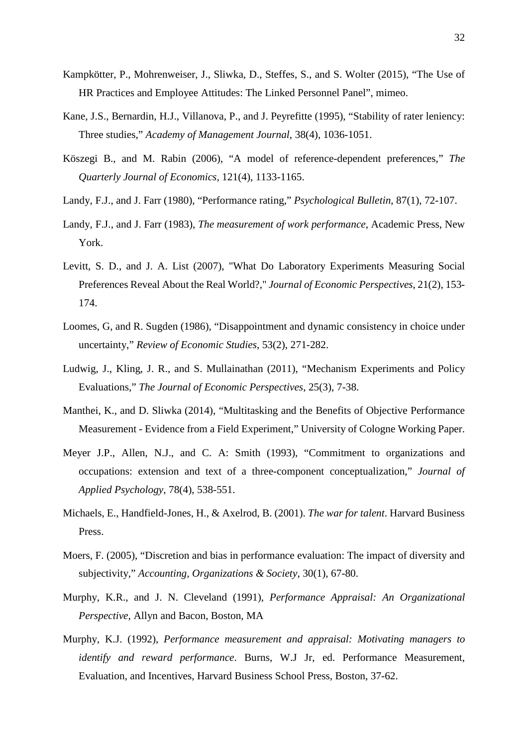Kampkötter, P., Mohrenweiser, J., Sliwka, D., Steffes, S., and S. Wolter (2015), "The Use of HR Practices and Employee Attitudes: The Linked Personnel Panel", mimeo.

Kane, J.S., Bernardin, H.J., Villanova, P., and J. Peyrefitte (1995), "Stability of rater leniency: Three studies," *Academy of Management Journal*, 38(4), 1036-1051.

Köszegi B., and M. Rabin (2006), "A model of reference-dependent preferences," *The Quarterly Journal of Economics*, 121(4), 1133-1165.

Landy, F.J., and J. Farr (1980), "Performance rating," *Psychological Bulletin*, 87(1), 72-107.

Landy, F.J., and J. Farr (1983), *The measurement of work performance*, Academic Press, New York.

Levitt, S. D., and J. A. List (2007), "What Do Laboratory Experiments Measuring Social Preferences Reveal About the Real World?," *Journal of Economic Perspectives*, 21(2), 153-174.

Loomes, G, and R. Sugden (1986), "Disappointment and dynamic consistency in choice under uncertainty," *Review of Economic Studies*, 53(2), 271-282.

Ludwig, J., Kling, J. R., and S. Mullainathan (2011), "Mechanism Experiments and Policy Evaluations," *The Journal of Economic Perspectives*, 25(3), 7-38.

Manthei, K., and D. Sliwka (2014), "Multitasking and the Benefits of Objective Performance Measurement - Evidence from a Field Experiment," University of Cologne Working Paper.

Meyer J.P., Allen, N.J., and C. A: Smith (1993), "Commitment to organizations and occupations: extension and text of a three-component conceptualization," *Journal of Applied Psychology*, 78(4), 538-551.

Michaels, E., Handfield-Jones, H., & Axelrod, B. (2001). *The war for talent*. Harvard Business Press.

Moers, F. (2005), "Discretion and bias in performance evaluation: The impact of diversity and subjectivity," *Accounting, Organizations & Society*, 30(1), 67-80.

Murphy, K.R., and J. N. Cleveland (1991), *Performance Appraisal: An Organizational Perspective*, Allyn and Bacon, Boston, MA

Murphy, K.J. (1992), *Performance measurement and appraisal: Motivating managers to identify and reward performance*. Burns, W.J Jr, ed. Performance Measurement, Evaluation, and Incentives, Harvard Business School Press, Boston, 37-62.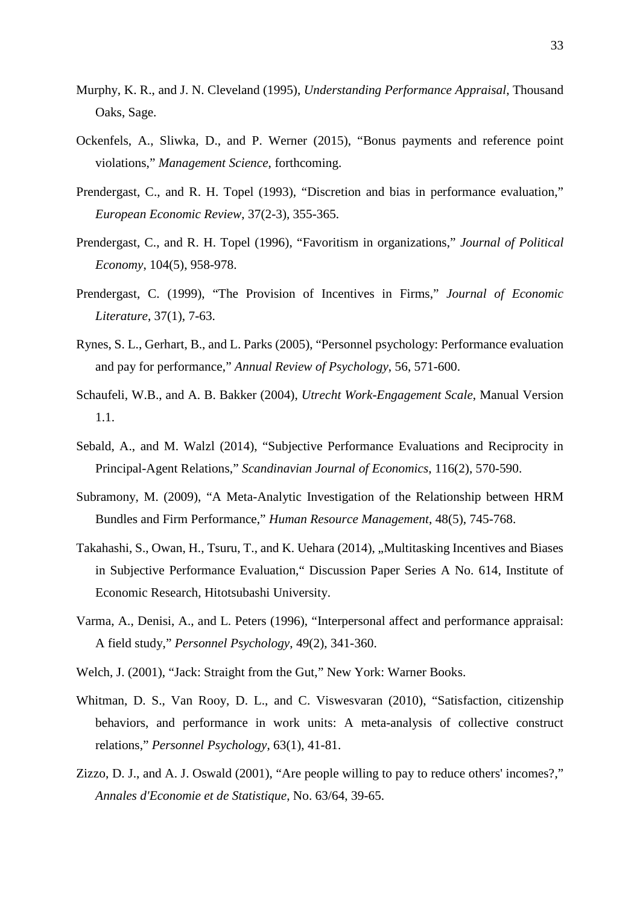Murphy, K. R., and J. N. Cleveland (1995), *Understanding Performance Appraisal*, Thousand Oaks, Sage.

Ockenfels, A., Sliwka, D., and P. Werner (2015), "Bonus payments and reference point violations," *Management Science*, forthcoming.

Prendergast, C., and R. H. Topel (1993), "Discretion and bias in performance evaluation," *European Economic Review*, 37(2-3), 355-365.

Prendergast, C., and R. H. Topel (1996), "Favoritism in organizations," *Journal of Political Economy*, 104(5), 958-978.

Prendergast, C. (1999), "The Provision of Incentives in Firms," *Journal of Economic Literature*, 37(1), 7-63.

Rynes, S. L., Gerhart, B., and L. Parks (2005), "Personnel psychology: Performance evaluation and pay for performance," *Annual Review of Psychology*, 56, 571-600.

Schaufeli, W.B., and A. B. Bakker (2004), *Utrecht Work-Engagement Scale*, Manual Version 1.1.

Sebald, A., and M. Walzl (2014), "Subjective Performance Evaluations and Reciprocity in Principal-Agent Relations," *Scandinavian Journal of Economics*, 116(2), 570-590.

Subramony, M. (2009), "A Meta-Analytic Investigation of the Relationship between HRM Bundles and Firm Performance," *Human Resource Management*, 48(5), 745-768.

Takahashi, S., Owan, H., Tsuru, T., and K. Uehara (2014), „Multitasking Incentives and Biases in Subjective Performance Evaluation," Discussion Paper Series A No. 614, Institute of Economic Research, Hitotsubashi University.

Varma, A., Denisi, A., and L. Peters (1996), "Interpersonal affect and performance appraisal: A field study," *Personnel Psychology*, 49(2), 341-360.

Welch, J. (2001), "Jack: Straight from the Gut," New York: Warner Books.

Whitman, D. S., Van Rooy, D. L., and C. Viswesvaran (2010), "Satisfaction, citizenship behaviors, and performance in work units: A meta-analysis of collective construct relations," *Personnel Psychology*, 63(1), 41-81.

Zizzo, D. J., and A. J. Oswald (2001), "Are people willing to pay to reduce others' incomes?," *Annales d'Economie et de Statistique*, No. 63/64, 39-65.